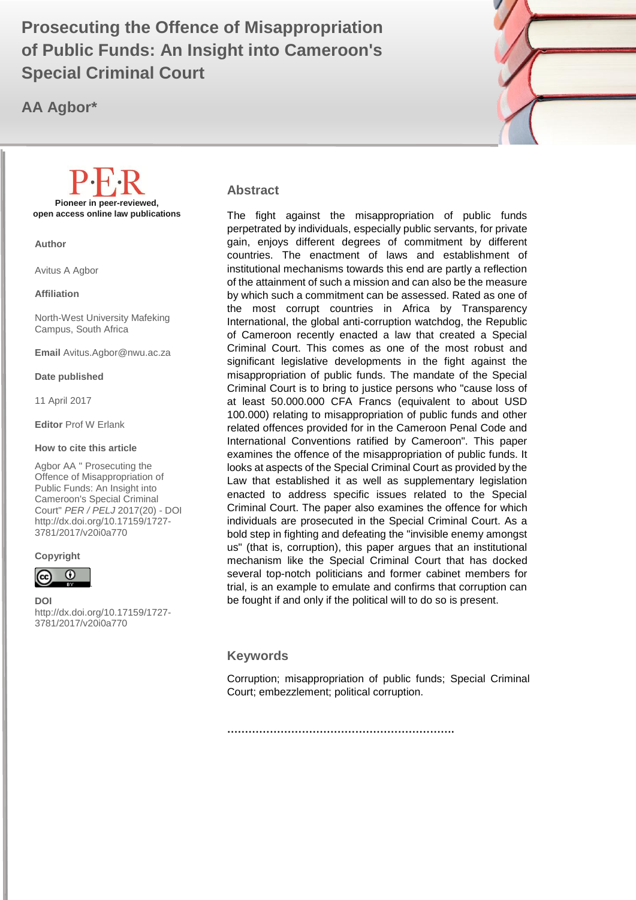# Prosecuting the Offence of Misappropriation of Public Funds: An Insight into Cameroon's Special Criminal Court

**AA Agbor***

**Pioneer in peer-reviewed, open access online law publications**

**Author**

Avitus A Agbor

**Affiliation**

North-West University Mafeking Campus, South Africa

**Email** Avitus.Agbor@nwu.ac.za

**Date published**

11 April 2017

**Editor** Prof W Erlank

**How to cite this article**

Agbor AA " Prosecuting the Offence of Misappropriation of Public Funds: An Insight into Cameroon's Special Criminal Court" *PER / PELJ* 2017(20) - DOI http://dx.doi.org/10.17159/1727-3781/2017/v20i0a770

**Copyright**

**DOI**
http://dx.doi.org/10.17159/1727-3781/2017/v20i0a770

## Abstract

The fight against the misappropriation of public funds perpetrated by individuals, especially public servants, for private gain, enjoys different degrees of commitment by different countries. The enactment of laws and establishment of institutional mechanisms towards this end are partly a reflection of the attainment of such a mission and can also be the measure by which such a commitment can be assessed. Rated as one of the most corrupt countries in Africa by Transparency International, the global anti-corruption watchdog, the Republic of Cameroon recently enacted a law that created a Special Criminal Court. This comes as one of the most robust and significant legislative developments in the fight against the misappropriation of public funds. The mandate of the Special Criminal Court is to bring to justice persons who "cause loss of at least 50.000.000 CFA Francs (equivalent to about USD 100.000) relating to misappropriation of public funds and other related offences provided for in the Cameroon Penal Code and International Conventions ratified by Cameroon". This paper examines the offence of the misappropriation of public funds. It looks at aspects of the Special Criminal Court as provided by the Law that established it as well as supplementary legislation enacted to address specific issues related to the Special Criminal Court. The paper also examines the offence for which individuals are prosecuted in the Special Criminal Court. As a bold step in fighting and defeating the "invisible enemy amongst us" (that is, corruption), this paper argues that an institutional mechanism like the Special Criminal Court that has docked several top-notch politicians and former cabinet members for trial, is an example to emulate and confirms that corruption can be fought if and only if the political will to do so is present.

## Keywords

Corruption; misappropriation of public funds; Special Criminal Court; embezzlement; political corruption.

……………………………………………………….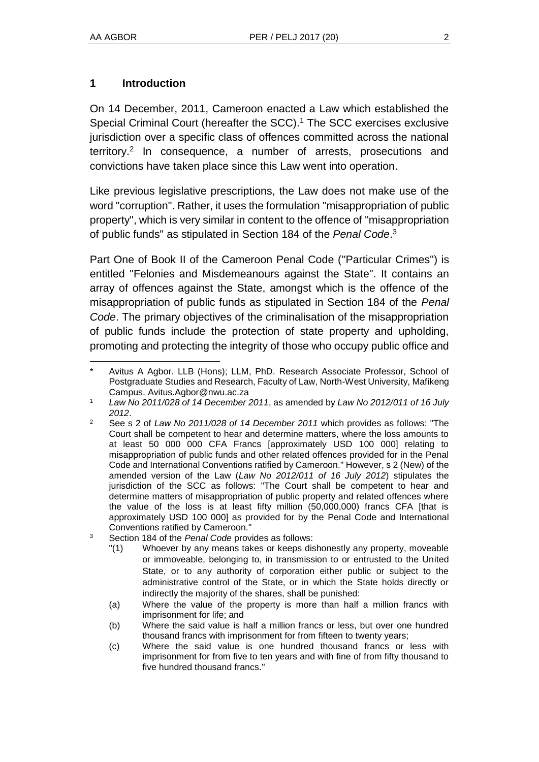## 1 Introduction

On 14 December, 2011, Cameroon enacted a Law which established the Special Criminal Court (hereafter the SCC).[1] The SCC exercises exclusive jurisdiction over a specific class of offences committed across the national territory.[2] In consequence, a number of arrests, prosecutions and convictions have taken place since this Law went into operation.

Like previous legislative prescriptions, the Law does not make use of the word "corruption". Rather, it uses the formulation "misappropriation of public property", which is very similar in content to the offence of "misappropriation of public funds" as stipulated in Section 184 of the *Penal Code*.[3]

Part One of Book II of the Cameroon Penal Code ("Particular Crimes") is entitled "Felonies and Misdemeanours against the State". It contains an array of offences against the State, amongst which is the offence of the misappropriation of public funds as stipulated in Section 184 of the *Penal Code*. The primary objectives of the criminalisation of the misappropriation of public funds include the protection of state property and upholding, promoting and protecting the integrity of those who occupy public office and

---

\* Avitus A Agbor. LLB (Hons); LLM, PhD. Research Associate Professor, School of Postgraduate Studies and Research, Faculty of Law, North-West University, Mafikeng Campus. Avitus.Agbor@nwu.ac.za

[1] *Law No 2011/028 of 14 December 2011*, as amended by *Law No 2012/011 of 16 July 2012*.

[2] See s 2 of *Law No 2011/028 of 14 December 2011* which provides as follows: "The Court shall be competent to hear and determine matters, where the loss amounts to at least 50 000 000 CFA Francs [approximately USD 100 000] relating to misappropriation of public funds and other related offences provided for in the Penal Code and International Conventions ratified by Cameroon." However, s 2 (New) of the amended version of the Law (*Law No 2012/011 of 16 July 2012*) stipulates the jurisdiction of the SCC as follows: "The Court shall be competent to hear and determine matters of misappropriation of public property and related offences where the value of the loss is at least fifty million (50,000,000) francs CFA [that is approximately USD 100 000] as provided for by the Penal Code and International Conventions ratified by Cameroon."

[3] Section 184 of the *Penal Code* provides as follows:

"(1) Whoever by any means takes or keeps dishonestly any property, moveable or immoveable, belonging to, in transmission to or entrusted to the United State, or to any authority of corporation either public or subject to the administrative control of the State, or in which the State holds directly or indirectly the majority of the shares, shall be punished:

(a) Where the value of the property is more than half a million francs with imprisonment for life; and

(b) Where the said value is half a million francs or less, but over one hundred thousand francs with imprisonment for from fifteen to twenty years;

(c) Where the said value is one hundred thousand francs or less with imprisonment for from five to ten years and with fine of from fifty thousand to five hundred thousand francs."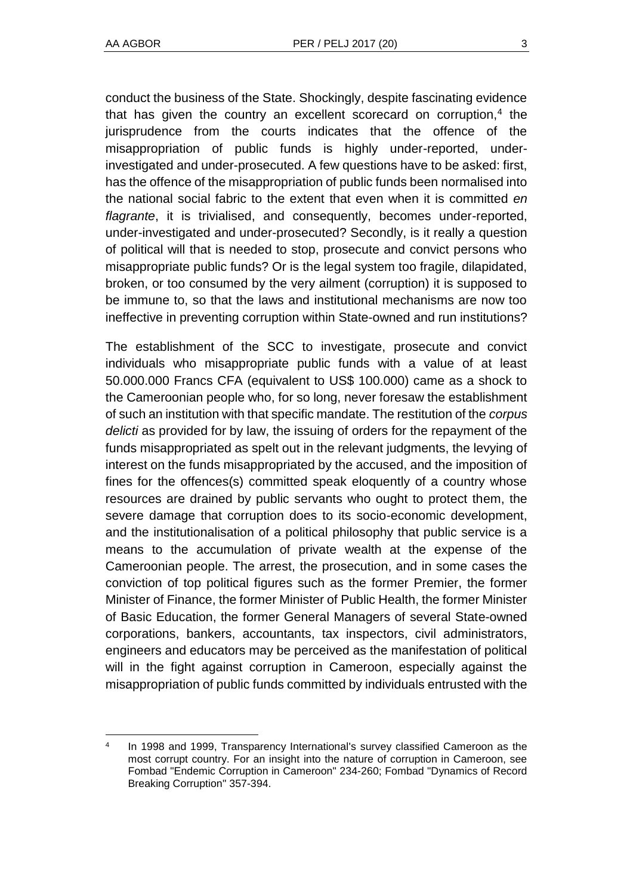conduct the business of the State. Shockingly, despite fascinating evidence that has given the country an excellent scorecard on corruption,[4] the jurisprudence from the courts indicates that the offence of the misappropriation of public funds is highly under-reported, under-investigated and under-prosecuted. A few questions have to be asked: first, has the offence of the misappropriation of public funds been normalised into the national social fabric to the extent that even when it is committed *en flagrante*, it is trivialised, and consequently, becomes under-reported, under-investigated and under-prosecuted? Secondly, is it really a question of political will that is needed to stop, prosecute and convict persons who misappropriate public funds? Or is the legal system too fragile, dilapidated, broken, or too consumed by the very ailment (corruption) it is supposed to be immune to, so that the laws and institutional mechanisms are now too ineffective in preventing corruption within State-owned and run institutions?

The establishment of the SCC to investigate, prosecute and convict individuals who misappropriate public funds with a value of at least 50.000.000 Francs CFA (equivalent to US$ 100.000) came as a shock to the Cameroonian people who, for so long, never foresaw the establishment of such an institution with that specific mandate. The restitution of the *corpus delicti* as provided for by law, the issuing of orders for the repayment of the funds misappropriated as spelt out in the relevant judgments, the levying of interest on the funds misappropriated by the accused, and the imposition of fines for the offences(s) committed speak eloquently of a country whose resources are drained by public servants who ought to protect them, the severe damage that corruption does to its socio-economic development, and the institutionalisation of a political philosophy that public service is a means to the accumulation of private wealth at the expense of the Cameroonian people. The arrest, the prosecution, and in some cases the conviction of top political figures such as the former Premier, the former Minister of Finance, the former Minister of Public Health, the former Minister of Basic Education, the former General Managers of several State-owned corporations, bankers, accountants, tax inspectors, civil administrators, engineers and educators may be perceived as the manifestation of political will in the fight against corruption in Cameroon, especially against the misappropriation of public funds committed by individuals entrusted with the

---

[4] In 1998 and 1999, Transparency International's survey classified Cameroon as the most corrupt country. For an insight into the nature of corruption in Cameroon, see Fombad "Endemic Corruption in Cameroon" 234-260; Fombad "Dynamics of Record Breaking Corruption" 357-394.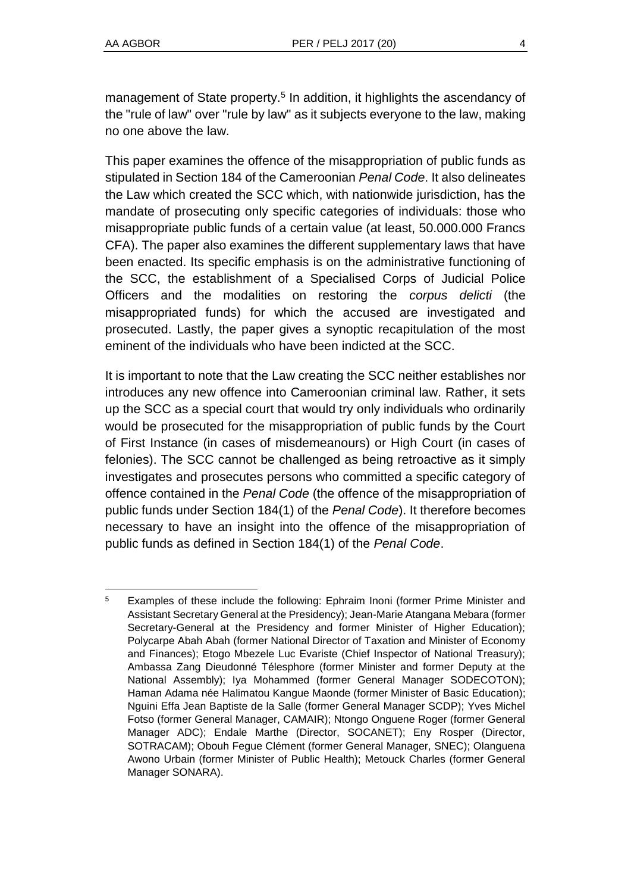management of State property.[5] In addition, it highlights the ascendancy of the "rule of law" over "rule by law" as it subjects everyone to the law, making no one above the law.

This paper examines the offence of the misappropriation of public funds as stipulated in Section 184 of the Cameroonian *Penal Code*. It also delineates the Law which created the SCC which, with nationwide jurisdiction, has the mandate of prosecuting only specific categories of individuals: those who misappropriate public funds of a certain value (at least, 50.000.000 Francs CFA). The paper also examines the different supplementary laws that have been enacted. Its specific emphasis is on the administrative functioning of the SCC, the establishment of a Specialised Corps of Judicial Police Officers and the modalities on restoring the *corpus delicti* (the misappropriated funds) for which the accused are investigated and prosecuted. Lastly, the paper gives a synoptic recapitulation of the most eminent of the individuals who have been indicted at the SCC.

It is important to note that the Law creating the SCC neither establishes nor introduces any new offence into Cameroonian criminal law. Rather, it sets up the SCC as a special court that would try only individuals who ordinarily would be prosecuted for the misappropriation of public funds by the Court of First Instance (in cases of misdemeanours) or High Court (in cases of felonies). The SCC cannot be challenged as being retroactive as it simply investigates and prosecutes persons who committed a specific category of offence contained in the *Penal Code* (the offence of the misappropriation of public funds under Section 184(1) of the *Penal Code*). It therefore becomes necessary to have an insight into the offence of the misappropriation of public funds as defined in Section 184(1) of the *Penal Code*.

---

[5] Examples of these include the following: Ephraim Inoni (former Prime Minister and Assistant Secretary General at the Presidency); Jean-Marie Atangana Mebara (former Secretary-General at the Presidency and former Minister of Higher Education); Polycarpe Abah Abah (former National Director of Taxation and Minister of Economy and Finances); Etogo Mbezele Luc Evariste (Chief Inspector of National Treasury); Ambassa Zang Dieudonné Télesphore (former Minister and former Deputy at the National Assembly); Iya Mohammed (former General Manager SODECOTON); Haman Adama née Halimatou Kangue Maonde (former Minister of Basic Education); Nguini Effa Jean Baptiste de la Salle (former General Manager SCDP); Yves Michel Fotso (former General Manager, CAMAIR); Ntongo Onguene Roger (former General Manager ADC); Endale Marthe (Director, SOCANET); Eny Rosper (Director, SOTRACAM); Obouh Fegue Clément (former General Manager, SNEC); Olanguena Awono Urbain (former Minister of Public Health); Metouck Charles (former General Manager SONARA).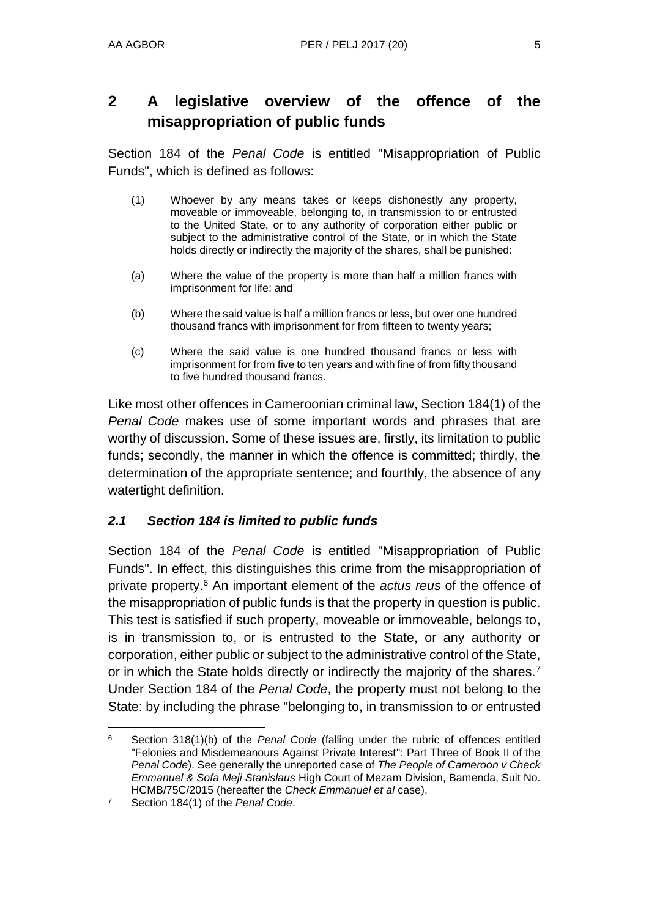## 2 A legislative overview of the offence of the misappropriation of public funds

Section 184 of the *Penal Code* is entitled "Misappropriation of Public Funds", which is defined as follows:

> (1) Whoever by any means takes or keeps dishonestly any property, moveable or immoveable, belonging to, in transmission to or entrusted to the United State, or to any authority of corporation either public or subject to the administrative control of the State, or in which the State holds directly or indirectly the majority of the shares, shall be punished:
>
> (a) Where the value of the property is more than half a million francs with imprisonment for life; and
>
> (b) Where the said value is half a million francs or less, but over one hundred thousand francs with imprisonment for from fifteen to twenty years;
>
> (c) Where the said value is one hundred thousand francs or less with imprisonment for from five to ten years and with fine of from fifty thousand to five hundred thousand francs.

Like most other offences in Cameroonian criminal law, Section 184(1) of the *Penal Code* makes use of some important words and phrases that are worthy of discussion. Some of these issues are, firstly, its limitation to public funds; secondly, the manner in which the offence is committed; thirdly, the determination of the appropriate sentence; and fourthly, the absence of any watertight definition.

### *2.1 Section 184 is limited to public funds*

Section 184 of the *Penal Code* is entitled "Misappropriation of Public Funds". In effect, this distinguishes this crime from the misappropriation of private property.[6] An important element of the *actus reus* of the offence of the misappropriation of public funds is that the property in question is public. This test is satisfied if such property, moveable or immoveable, belongs to, is in transmission to, or is entrusted to the State, or any authority or corporation, either public or subject to the administrative control of the State, or in which the State holds directly or indirectly the majority of the shares.[7] Under Section 184 of the *Penal Code*, the property must not belong to the State: by including the phrase "belonging to, in transmission to or entrusted

---

[6] Section 318(1)(b) of the *Penal Code* (falling under the rubric of offences entitled "Felonies and Misdemeanours Against Private Interest": Part Three of Book II of the *Penal Code*). See generally the unreported case of *The People of Cameroon v Check Emmanuel & Sofa Meji Stanislaus* High Court of Mezam Division, Bamenda, Suit No. HCMB/75C/2015 (hereafter the *Check Emmanuel et al* case).

[7] Section 184(1) of the *Penal Code*.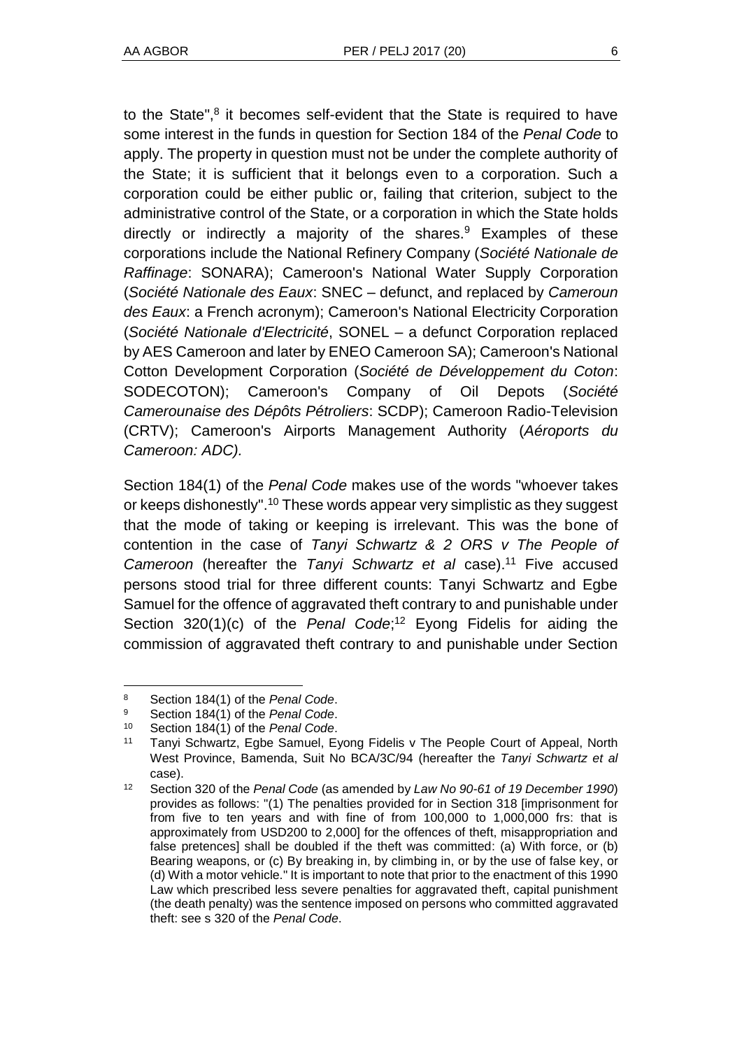to the State",[8] it becomes self-evident that the State is required to have some interest in the funds in question for Section 184 of the *Penal Code* to apply. The property in question must not be under the complete authority of the State; it is sufficient that it belongs even to a corporation. Such a corporation could be either public or, failing that criterion, subject to the administrative control of the State, or a corporation in which the State holds directly or indirectly a majority of the shares.[9] Examples of these corporations include the National Refinery Company (*Société Nationale de Raffinage*: SONARA); Cameroon's National Water Supply Corporation (*Société Nationale des Eaux*: SNEC – defunct, and replaced by *Cameroun des Eaux*: a French acronym); Cameroon's National Electricity Corporation (*Société Nationale d'Electricité*, SONEL – a defunct Corporation replaced by AES Cameroon and later by ENEO Cameroon SA); Cameroon's National Cotton Development Corporation (*Société de Développement du Coton*: SODECOTON); Cameroon's Company of Oil Depots (*Société Camerounaise des Dépôts Pétroliers*: SCDP); Cameroon Radio-Television (CRTV); Cameroon's Airports Management Authority (*Aéroports du Cameroon: ADC).*

Section 184(1) of the *Penal Code* makes use of the words "whoever takes or keeps dishonestly".[10] These words appear very simplistic as they suggest that the mode of taking or keeping is irrelevant. This was the bone of contention in the case of *Tanyi Schwartz & 2 ORS v The People of Cameroon* (hereafter the *Tanyi Schwartz et al* case).[11] Five accused persons stood trial for three different counts: Tanyi Schwartz and Egbe Samuel for the offence of aggravated theft contrary to and punishable under Section 320(1)(c) of the *Penal Code*;[12] Eyong Fidelis for aiding the commission of aggravated theft contrary to and punishable under Section

---

8 Section 184(1) of the *Penal Code*.

9 Section 184(1) of the *Penal Code*.

10 Section 184(1) of the *Penal Code*.

11 Tanyi Schwartz, Egbe Samuel, Eyong Fidelis v The People Court of Appeal, North West Province, Bamenda, Suit No BCA/3C/94 (hereafter the *Tanyi Schwartz et al* case).

12 Section 320 of the *Penal Code* (as amended by *Law No 90-61 of 19 December 1990*) provides as follows: "(1) The penalties provided for in Section 318 [imprisonment for from five to ten years and with fine of from 100,000 to 1,000,000 frs: that is approximately from USD200 to 2,000] for the offences of theft, misappropriation and false pretences] shall be doubled if the theft was committed: (a) With force, or (b) Bearing weapons, or (c) By breaking in, by climbing in, or by the use of false key, or (d) With a motor vehicle." It is important to note that prior to the enactment of this 1990 Law which prescribed less severe penalties for aggravated theft, capital punishment (the death penalty) was the sentence imposed on persons who committed aggravated theft: see s 320 of the *Penal Code*.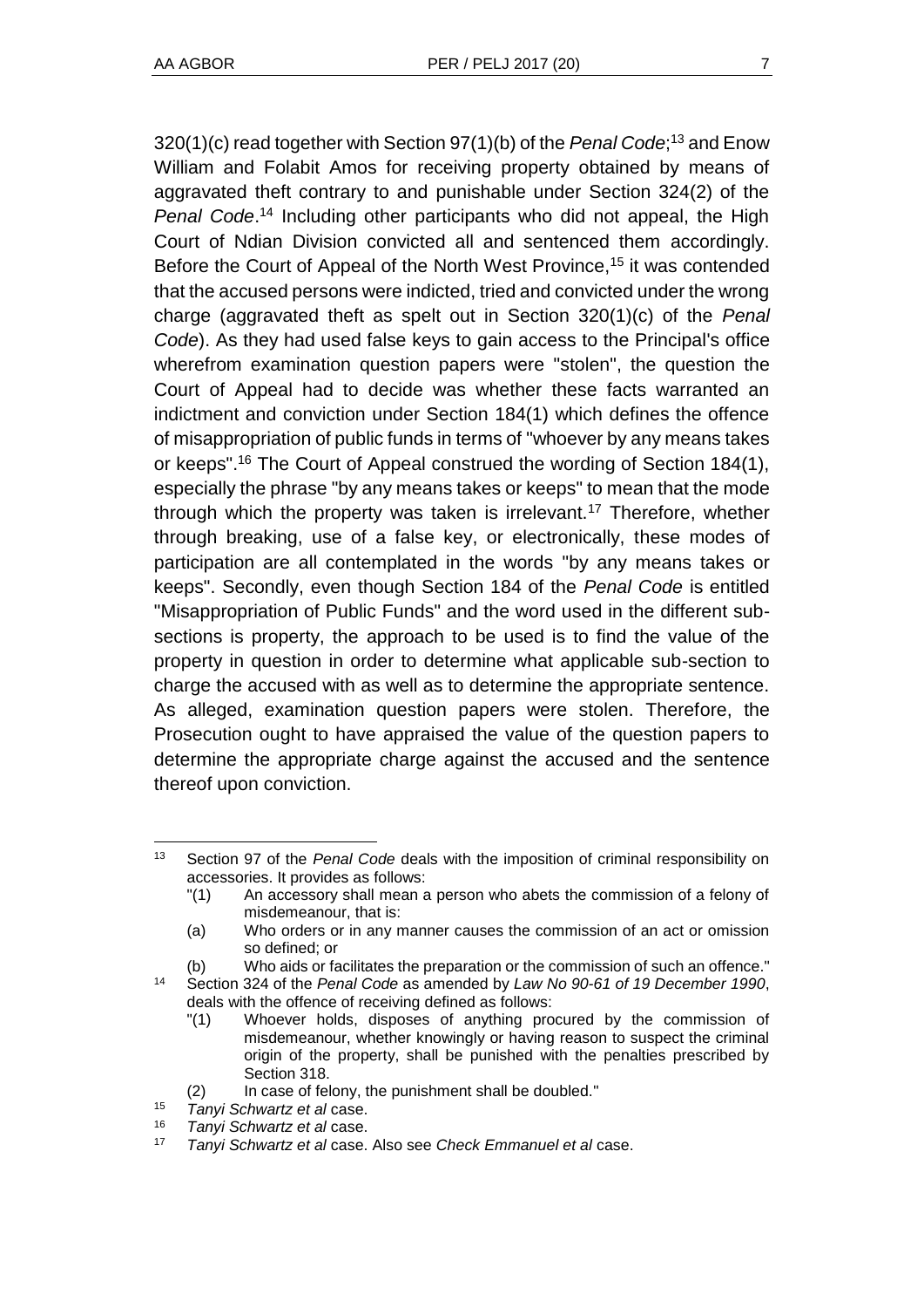320(1)(c) read together with Section 97(1)(b) of the *Penal Code*;[13] and Enow William and Folabit Amos for receiving property obtained by means of aggravated theft contrary to and punishable under Section 324(2) of the *Penal Code*.[14] Including other participants who did not appeal, the High Court of Ndian Division convicted all and sentenced them accordingly. Before the Court of Appeal of the North West Province,[15] it was contended that the accused persons were indicted, tried and convicted under the wrong charge (aggravated theft as spelt out in Section 320(1)(c) of the *Penal Code*). As they had used false keys to gain access to the Principal's office wherefrom examination question papers were "stolen", the question the Court of Appeal had to decide was whether these facts warranted an indictment and conviction under Section 184(1) which defines the offence of misappropriation of public funds in terms of "whoever by any means takes or keeps".[16] The Court of Appeal construed the wording of Section 184(1), especially the phrase "by any means takes or keeps" to mean that the mode through which the property was taken is irrelevant.[17] Therefore, whether through breaking, use of a false key, or electronically, these modes of participation are all contemplated in the words "by any means takes or keeps". Secondly, even though Section 184 of the *Penal Code* is entitled "Misappropriation of Public Funds" and the word used in the different sub-sections is property, the approach to be used is to find the value of the property in question in order to determine what applicable sub-section to charge the accused with as well as to determine the appropriate sentence. As alleged, examination question papers were stolen. Therefore, the Prosecution ought to have appraised the value of the question papers to determine the appropriate charge against the accused and the sentence thereof upon conviction.

---

[13] Section 97 of the *Penal Code* deals with the imposition of criminal responsibility on accessories. It provides as follows:
"(1) An accessory shall mean a person who abets the commission of a felony of misdemeanour, that is:
(a) Who orders or in any manner causes the commission of an act or omission so defined; or
(b) Who aids or facilitates the preparation or the commission of such an offence."

[14] Section 324 of the *Penal Code* as amended by *Law No 90-61 of 19 December 1990*, deals with the offence of receiving defined as follows:
"(1) Whoever holds, disposes of anything procured by the commission of misdemeanour, whether knowingly or having reason to suspect the criminal origin of the property, shall be punished with the penalties prescribed by Section 318.
(2) In case of felony, the punishment shall be doubled."

[15] *Tanyi Schwartz et al* case.

[16] *Tanyi Schwartz et al* case.

[17] *Tanyi Schwartz et al* case. Also see *Check Emmanuel et al* case.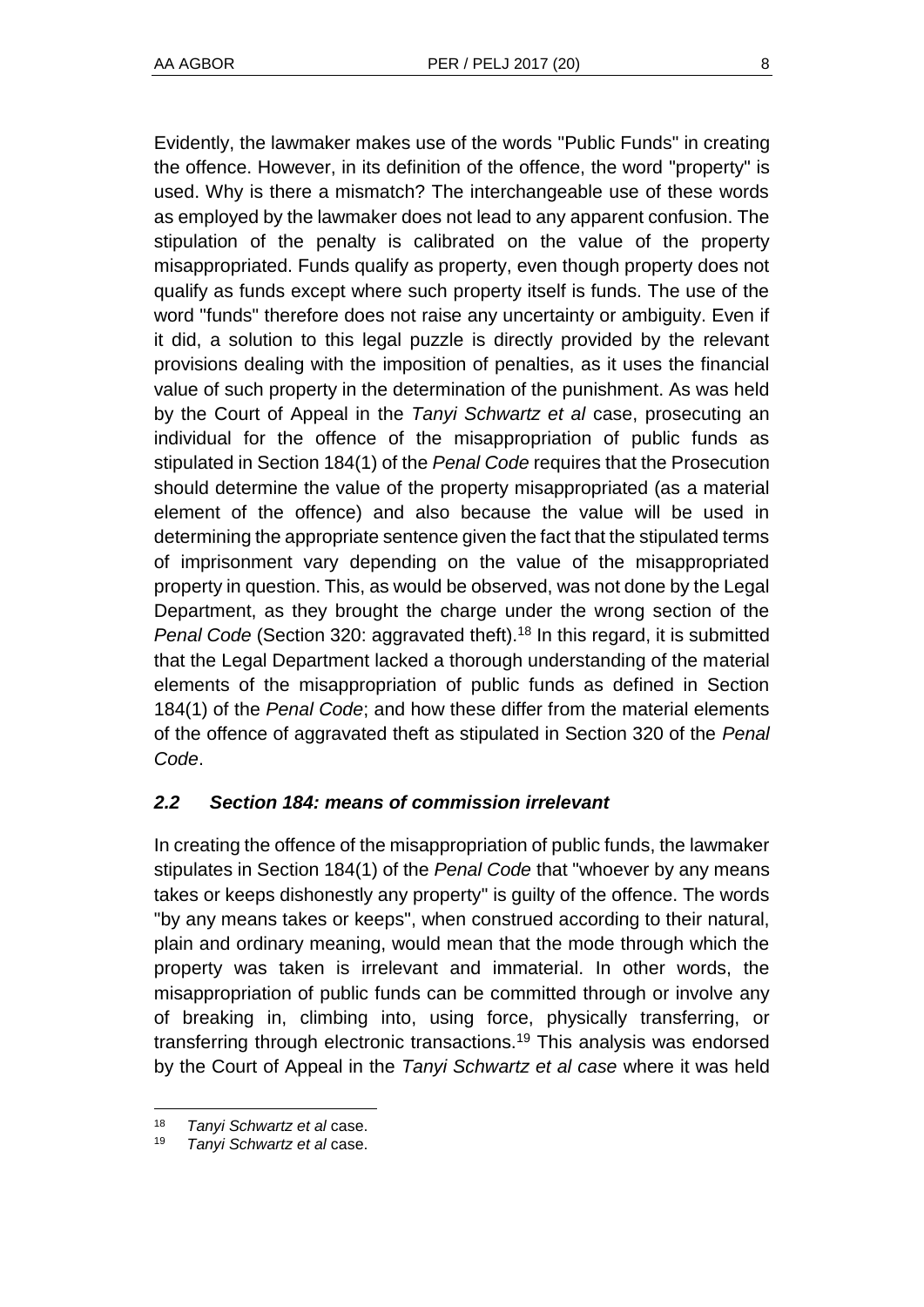Evidently, the lawmaker makes use of the words "Public Funds" in creating the offence. However, in its definition of the offence, the word "property" is used. Why is there a mismatch? The interchangeable use of these words as employed by the lawmaker does not lead to any apparent confusion. The stipulation of the penalty is calibrated on the value of the property misappropriated. Funds qualify as property, even though property does not qualify as funds except where such property itself is funds. The use of the word "funds" therefore does not raise any uncertainty or ambiguity. Even if it did, a solution to this legal puzzle is directly provided by the relevant provisions dealing with the imposition of penalties, as it uses the financial value of such property in the determination of the punishment. As was held by the Court of Appeal in the *Tanyi Schwartz et al* case, prosecuting an individual for the offence of the misappropriation of public funds as stipulated in Section 184(1) of the *Penal Code* requires that the Prosecution should determine the value of the property misappropriated (as a material element of the offence) and also because the value will be used in determining the appropriate sentence given the fact that the stipulated terms of imprisonment vary depending on the value of the misappropriated property in question. This, as would be observed, was not done by the Legal Department, as they brought the charge under the wrong section of the *Penal Code* (Section 320: aggravated theft).[18] In this regard, it is submitted that the Legal Department lacked a thorough understanding of the material elements of the misappropriation of public funds as defined in Section 184(1) of the *Penal Code*; and how these differ from the material elements of the offence of aggravated theft as stipulated in Section 320 of the *Penal Code*.

### *2.2 Section 184: means of commission irrelevant*

In creating the offence of the misappropriation of public funds, the lawmaker stipulates in Section 184(1) of the *Penal Code* that "whoever by any means takes or keeps dishonestly any property" is guilty of the offence. The words "by any means takes or keeps", when construed according to their natural, plain and ordinary meaning, would mean that the mode through which the property was taken is irrelevant and immaterial. In other words, the misappropriation of public funds can be committed through or involve any of breaking in, climbing into, using force, physically transferring, or transferring through electronic transactions.[19] This analysis was endorsed by the Court of Appeal in the *Tanyi Schwartz et al case* where it was held

[18] *Tanyi Schwartz et al* case.

[19] *Tanyi Schwartz et al* case.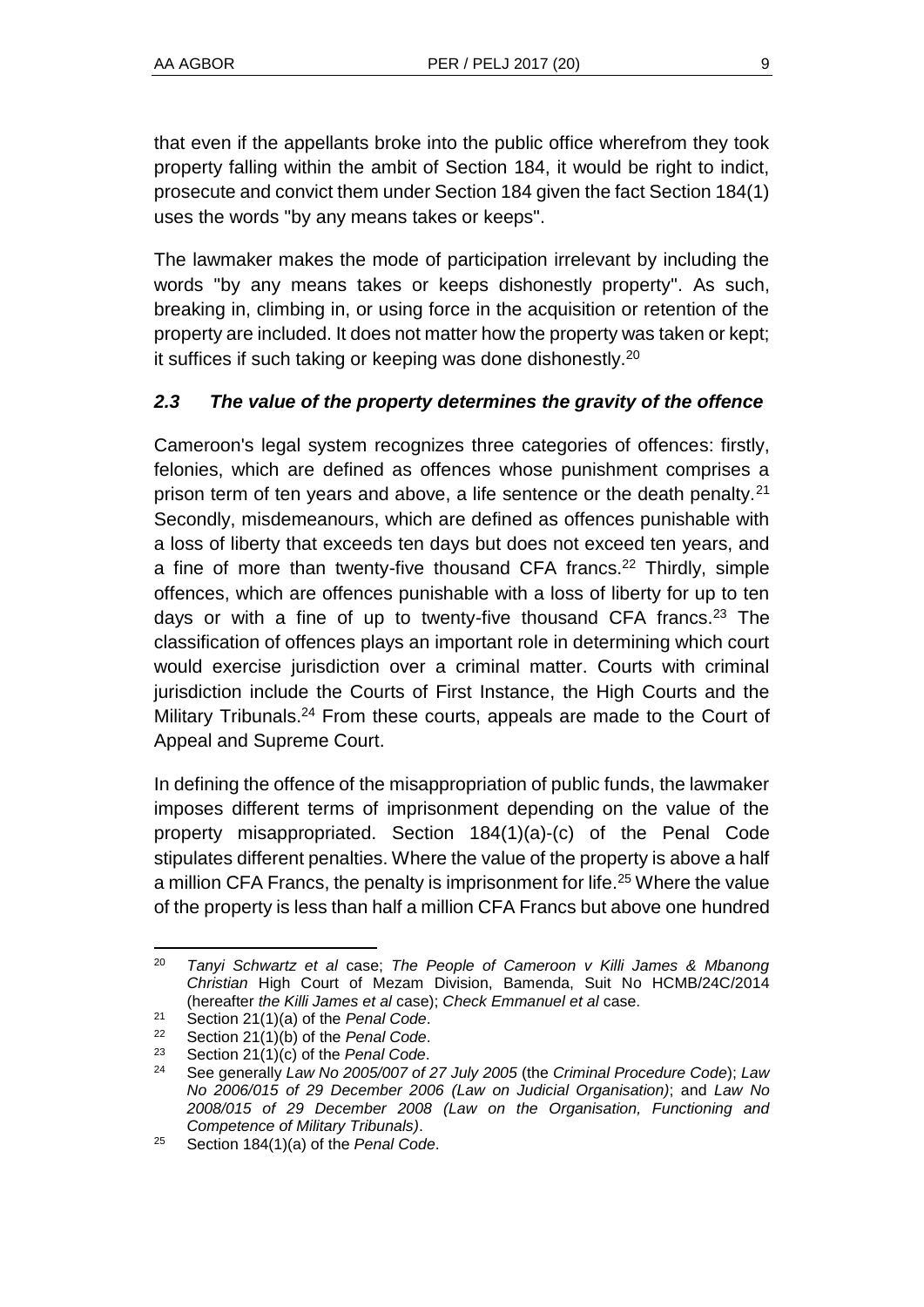that even if the appellants broke into the public office wherefrom they took property falling within the ambit of Section 184, it would be right to indict, prosecute and convict them under Section 184 given the fact Section 184(1) uses the words "by any means takes or keeps".

The lawmaker makes the mode of participation irrelevant by including the words "by any means takes or keeps dishonestly property". As such, breaking in, climbing in, or using force in the acquisition or retention of the property are included. It does not matter how the property was taken or kept; it suffices if such taking or keeping was done dishonestly.[20]

### *2.3 The value of the property determines the gravity of the offence*

Cameroon's legal system recognizes three categories of offences: firstly, felonies, which are defined as offences whose punishment comprises a prison term of ten years and above, a life sentence or the death penalty.[21] Secondly, misdemeanours, which are defined as offences punishable with a loss of liberty that exceeds ten days but does not exceed ten years, and a fine of more than twenty-five thousand CFA francs.[22] Thirdly, simple offences, which are offences punishable with a loss of liberty for up to ten days or with a fine of up to twenty-five thousand CFA francs.[23] The classification of offences plays an important role in determining which court would exercise jurisdiction over a criminal matter. Courts with criminal jurisdiction include the Courts of First Instance, the High Courts and the Military Tribunals.[24] From these courts, appeals are made to the Court of Appeal and Supreme Court.

In defining the offence of the misappropriation of public funds, the lawmaker imposes different terms of imprisonment depending on the value of the property misappropriated. Section 184(1)(a)-(c) of the Penal Code stipulates different penalties. Where the value of the property is above a half a million CFA Francs, the penalty is imprisonment for life.[25] Where the value of the property is less than half a million CFA Francs but above one hundred

---

[20] *Tanyi Schwartz et al* case; *The People of Cameroon v Killi James & Mbanong Christian* High Court of Mezam Division, Bamenda, Suit No HCMB/24C/2014 (hereafter *the Killi James et al* case); *Check Emmanuel et al* case.

[21] Section 21(1)(a) of the *Penal Code*.

[22] Section 21(1)(b) of the *Penal Code*.

[23] Section 21(1)(c) of the *Penal Code*.

[24] See generally *Law No 2005/007 of 27 July 2005* (the *Criminal Procedure Code*); *Law No 2006/015 of 29 December 2006 (Law on Judicial Organisation)*; and *Law No 2008/015 of 29 December 2008 (Law on the Organisation, Functioning and Competence of Military Tribunals)*.

[25] Section 184(1)(a) of the *Penal Code*.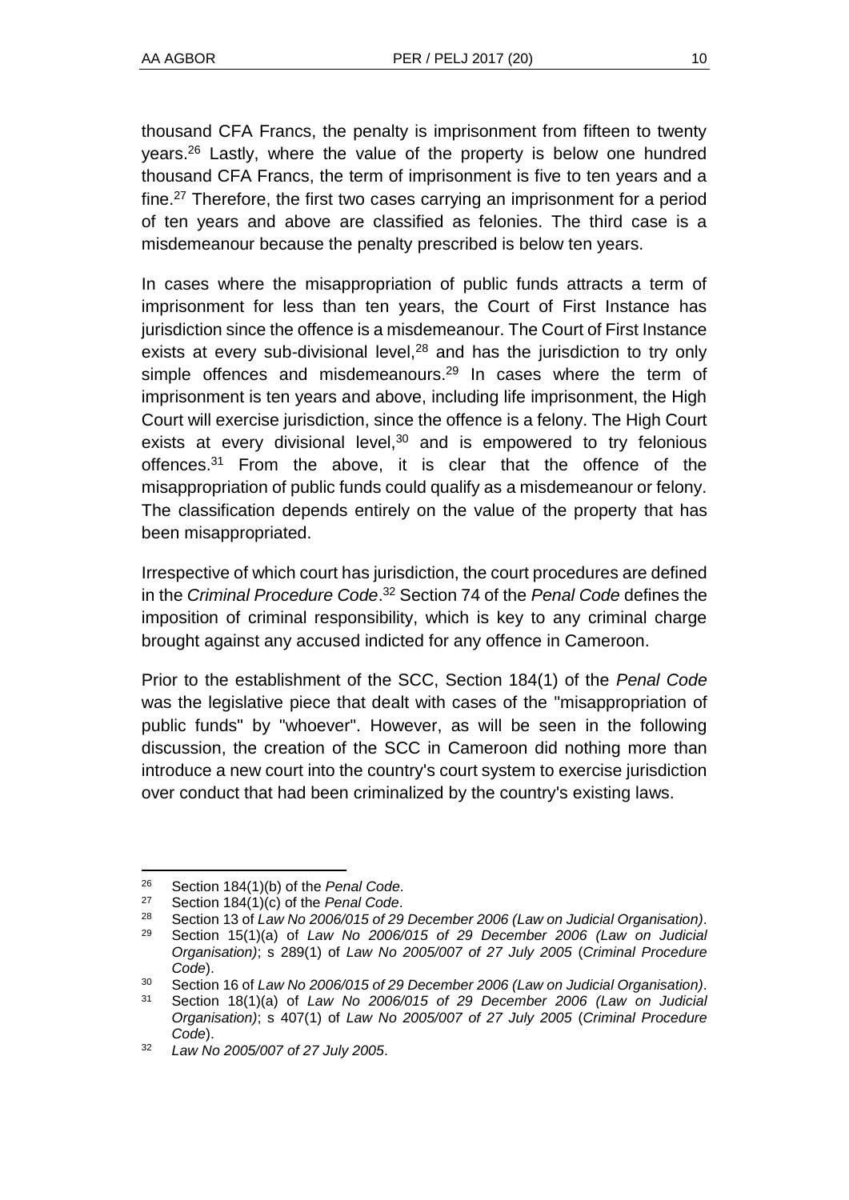thousand CFA Francs, the penalty is imprisonment from fifteen to twenty years.[26] Lastly, where the value of the property is below one hundred thousand CFA Francs, the term of imprisonment is five to ten years and a fine.[27] Therefore, the first two cases carrying an imprisonment for a period of ten years and above are classified as felonies. The third case is a misdemeanour because the penalty prescribed is below ten years.

In cases where the misappropriation of public funds attracts a term of imprisonment for less than ten years, the Court of First Instance has jurisdiction since the offence is a misdemeanour. The Court of First Instance exists at every sub-divisional level,[28] and has the jurisdiction to try only simple offences and misdemeanours.[29] In cases where the term of imprisonment is ten years and above, including life imprisonment, the High Court will exercise jurisdiction, since the offence is a felony. The High Court exists at every divisional level,[30] and is empowered to try felonious offences.[31] From the above, it is clear that the offence of the misappropriation of public funds could qualify as a misdemeanour or felony. The classification depends entirely on the value of the property that has been misappropriated.

Irrespective of which court has jurisdiction, the court procedures are defined in the *Criminal Procedure Code*.[32] Section 74 of the *Penal Code* defines the imposition of criminal responsibility, which is key to any criminal charge brought against any accused indicted for any offence in Cameroon.

Prior to the establishment of the SCC, Section 184(1) of the *Penal Code* was the legislative piece that dealt with cases of the "misappropriation of public funds" by "whoever". However, as will be seen in the following discussion, the creation of the SCC in Cameroon did nothing more than introduce a new court into the country's court system to exercise jurisdiction over conduct that had been criminalized by the country's existing laws.

---

[26] Section 184(1)(b) of the *Penal Code*.

[27] Section 184(1)(c) of the *Penal Code*.

[28] Section 13 of *Law No 2006/015 of 29 December 2006 (Law on Judicial Organisation)*.

[29] Section 15(1)(a) of *Law No 2006/015 of 29 December 2006 (Law on Judicial Organisation)*; s 289(1) of *Law No 2005/007 of 27 July 2005* (*Criminal Procedure Code*).

[30] Section 16 of *Law No 2006/015 of 29 December 2006 (Law on Judicial Organisation)*.

[31] Section 18(1)(a) of *Law No 2006/015 of 29 December 2006 (Law on Judicial Organisation)*; s 407(1) of *Law No 2005/007 of 27 July 2005* (*Criminal Procedure Code*).

[32] *Law No 2005/007 of 27 July 2005*.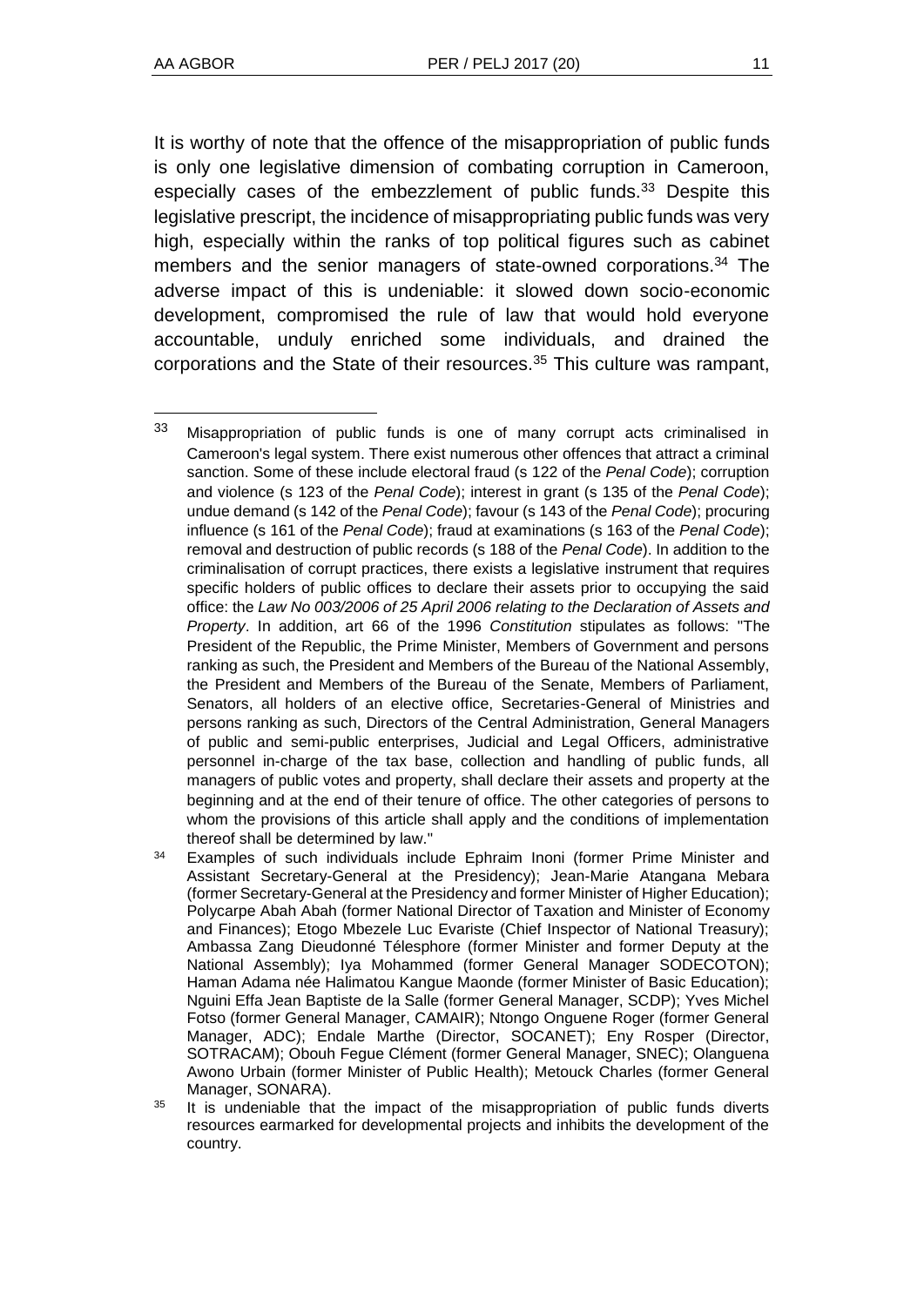It is worthy of note that the offence of the misappropriation of public funds is only one legislative dimension of combating corruption in Cameroon, especially cases of the embezzlement of public funds.[33] Despite this legislative prescript, the incidence of misappropriating public funds was very high, especially within the ranks of top political figures such as cabinet members and the senior managers of state-owned corporations.[34] The adverse impact of this is undeniable: it slowed down socio-economic development, compromised the rule of law that would hold everyone accountable, unduly enriched some individuals, and drained the corporations and the State of their resources.[35] This culture was rampant,

---

[33] Misappropriation of public funds is one of many corrupt acts criminalised in Cameroon's legal system. There exist numerous other offences that attract a criminal sanction. Some of these include electoral fraud (s 122 of the *Penal Code*); corruption and violence (s 123 of the *Penal Code*); interest in grant (s 135 of the *Penal Code*); undue demand (s 142 of the *Penal Code*); favour (s 143 of the *Penal Code*); procuring influence (s 161 of the *Penal Code*); fraud at examinations (s 163 of the *Penal Code*); removal and destruction of public records (s 188 of the *Penal Code*). In addition to the criminalisation of corrupt practices, there exists a legislative instrument that requires specific holders of public offices to declare their assets prior to occupying the said office: the *Law No 003/2006 of 25 April 2006 relating to the Declaration of Assets and Property*. In addition, art 66 of the 1996 *Constitution* stipulates as follows: "The President of the Republic, the Prime Minister, Members of Government and persons ranking as such, the President and Members of the Bureau of the National Assembly, the President and Members of the Bureau of the Senate, Members of Parliament, Senators, all holders of an elective office, Secretaries-General of Ministries and persons ranking as such, Directors of the Central Administration, General Managers of public and semi-public enterprises, Judicial and Legal Officers, administrative personnel in-charge of the tax base, collection and handling of public funds, all managers of public votes and property, shall declare their assets and property at the beginning and at the end of their tenure of office. The other categories of persons to whom the provisions of this article shall apply and the conditions of implementation thereof shall be determined by law."

[34] Examples of such individuals include Ephraim Inoni (former Prime Minister and Assistant Secretary-General at the Presidency); Jean-Marie Atangana Mebara (former Secretary-General at the Presidency and former Minister of Higher Education); Polycarpe Abah Abah (former National Director of Taxation and Minister of Economy and Finances); Etogo Mbezele Luc Evariste (Chief Inspector of National Treasury); Ambassa Zang Dieudonné Télesphore (former Minister and former Deputy at the National Assembly); Iya Mohammed (former General Manager SODECOTON); Haman Adama née Halimatou Kangue Maonde (former Minister of Basic Education); Nguini Effa Jean Baptiste de la Salle (former General Manager, SCDP); Yves Michel Fotso (former General Manager, CAMAIR); Ntongo Onguene Roger (former General Manager, ADC); Endale Marthe (Director, SOCANET); Eny Rosper (Director, SOTRACAM); Obouh Fegue Clément (former General Manager, SNEC); Olanguena Awono Urbain (former Minister of Public Health); Metouck Charles (former General Manager, SONARA).

[35] It is undeniable that the impact of the misappropriation of public funds diverts resources earmarked for developmental projects and inhibits the development of the country.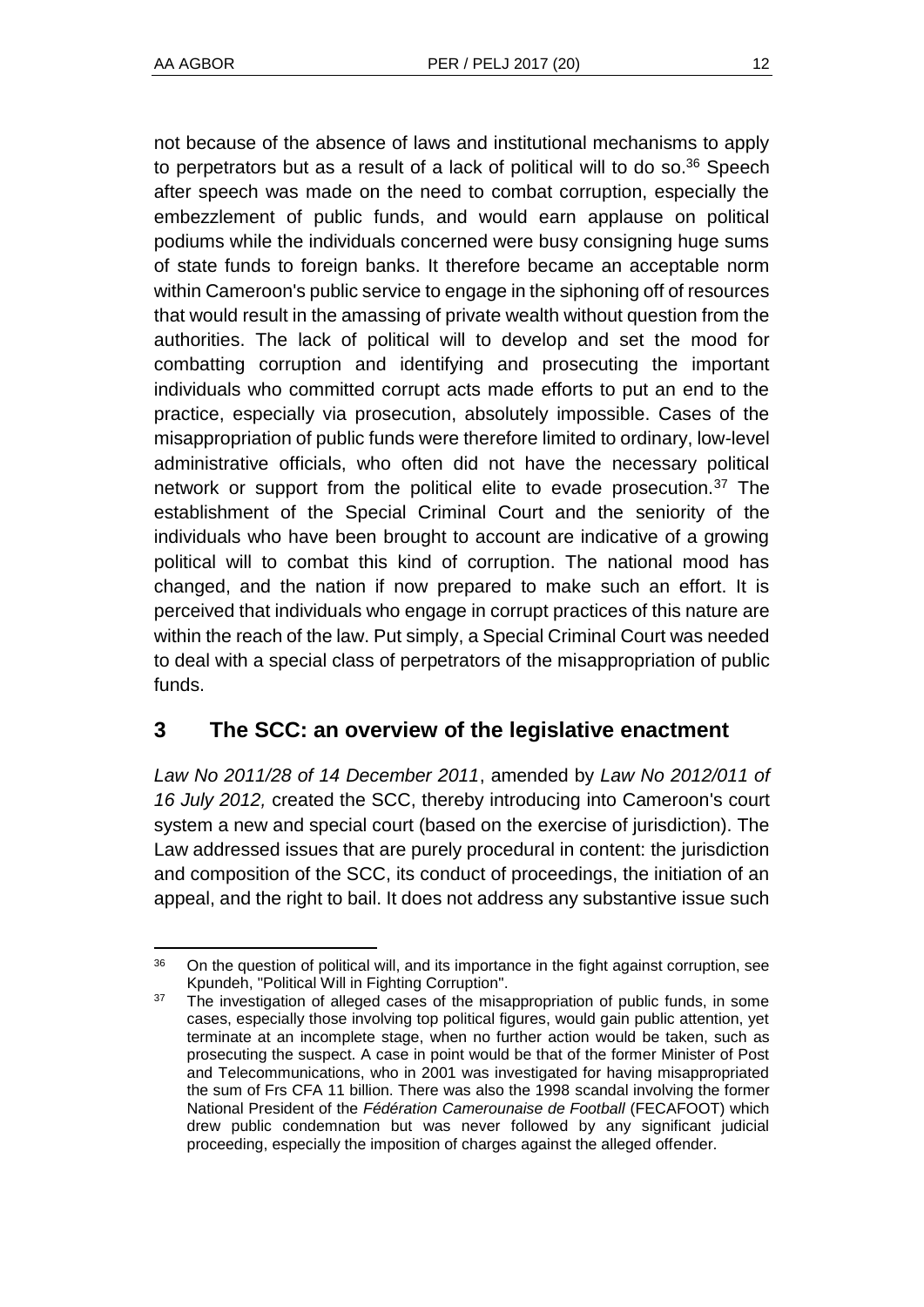not because of the absence of laws and institutional mechanisms to apply to perpetrators but as a result of a lack of political will to do so.[36] Speech after speech was made on the need to combat corruption, especially the embezzlement of public funds, and would earn applause on political podiums while the individuals concerned were busy consigning huge sums of state funds to foreign banks. It therefore became an acceptable norm within Cameroon's public service to engage in the siphoning off of resources that would result in the amassing of private wealth without question from the authorities. The lack of political will to develop and set the mood for combatting corruption and identifying and prosecuting the important individuals who committed corrupt acts made efforts to put an end to the practice, especially via prosecution, absolutely impossible. Cases of the misappropriation of public funds were therefore limited to ordinary, low-level administrative officials, who often did not have the necessary political network or support from the political elite to evade prosecution.[37] The establishment of the Special Criminal Court and the seniority of the individuals who have been brought to account are indicative of a growing political will to combat this kind of corruption. The national mood has changed, and the nation if now prepared to make such an effort. It is perceived that individuals who engage in corrupt practices of this nature are within the reach of the law. Put simply, a Special Criminal Court was needed to deal with a special class of perpetrators of the misappropriation of public funds.

## 3 The SCC: an overview of the legislative enactment

*Law No 2011/28 of 14 December 2011*, amended by *Law No 2012/011 of 16 July 2012,* created the SCC, thereby introducing into Cameroon's court system a new and special court (based on the exercise of jurisdiction). The Law addressed issues that are purely procedural in content: the jurisdiction and composition of the SCC, its conduct of proceedings, the initiation of an appeal, and the right to bail. It does not address any substantive issue such

---

[36] On the question of political will, and its importance in the fight against corruption, see Kpundeh, "Political Will in Fighting Corruption".

[37] The investigation of alleged cases of the misappropriation of public funds, in some cases, especially those involving top political figures, would gain public attention, yet terminate at an incomplete stage, when no further action would be taken, such as prosecuting the suspect. A case in point would be that of the former Minister of Post and Telecommunications, who in 2001 was investigated for having misappropriated the sum of Frs CFA 11 billion. There was also the 1998 scandal involving the former National President of the *Fédération Camerounaise de Football* (FECAFOOT) which drew public condemnation but was never followed by any significant judicial proceeding, especially the imposition of charges against the alleged offender.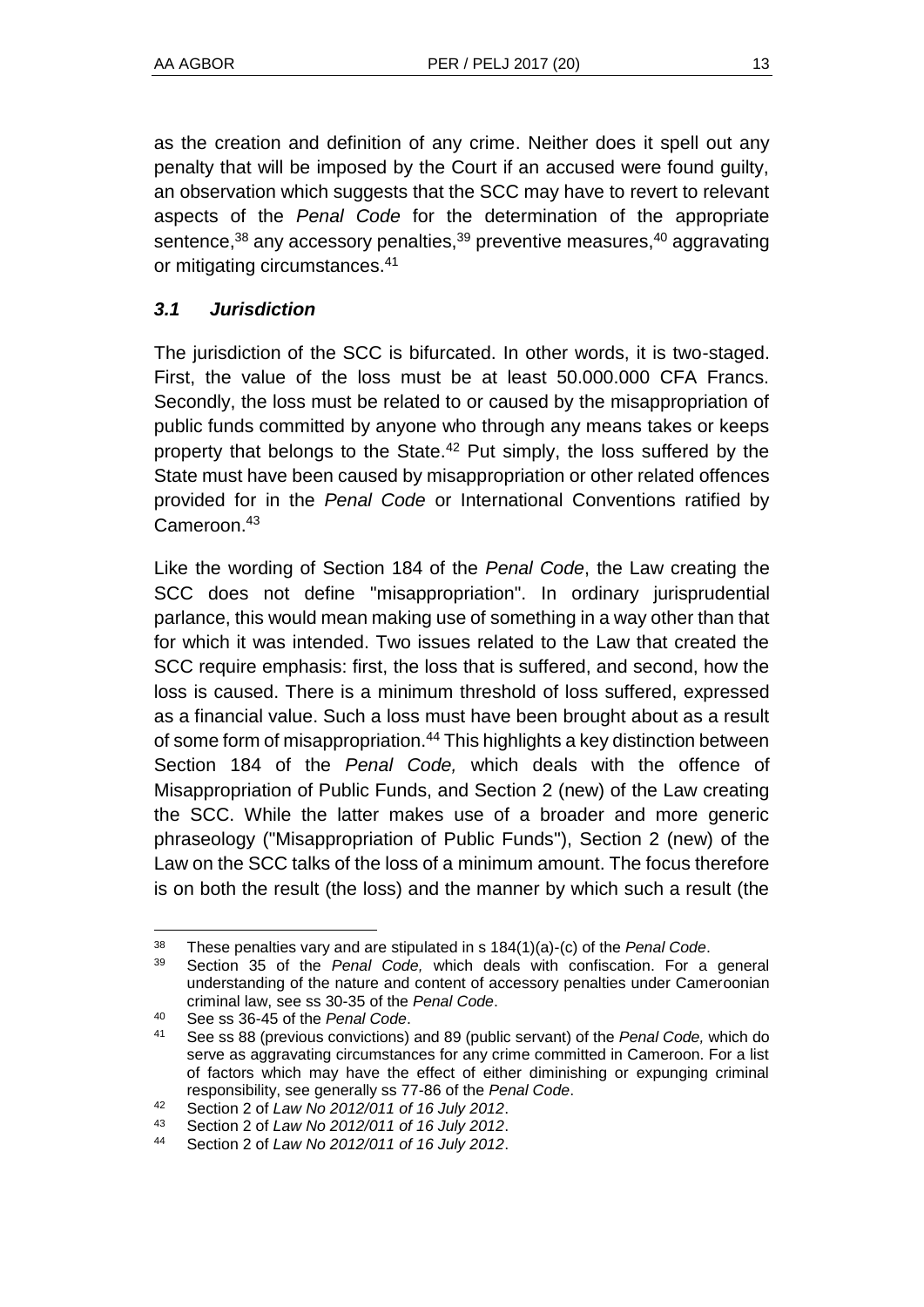as the creation and definition of any crime. Neither does it spell out any penalty that will be imposed by the Court if an accused were found guilty, an observation which suggests that the SCC may have to revert to relevant aspects of the *Penal Code* for the determination of the appropriate sentence,[38] any accessory penalties,[39] preventive measures,[40] aggravating or mitigating circumstances.[41]

### *3.1 Jurisdiction*

The jurisdiction of the SCC is bifurcated. In other words, it is two-staged. First, the value of the loss must be at least 50.000.000 CFA Francs. Secondly, the loss must be related to or caused by the misappropriation of public funds committed by anyone who through any means takes or keeps property that belongs to the State.[42] Put simply, the loss suffered by the State must have been caused by misappropriation or other related offences provided for in the *Penal Code* or International Conventions ratified by Cameroon.[43]

Like the wording of Section 184 of the *Penal Code*, the Law creating the SCC does not define "misappropriation". In ordinary jurisprudential parlance, this would mean making use of something in a way other than that for which it was intended. Two issues related to the Law that created the SCC require emphasis: first, the loss that is suffered, and second, how the loss is caused. There is a minimum threshold of loss suffered, expressed as a financial value. Such a loss must have been brought about as a result of some form of misappropriation.[44] This highlights a key distinction between Section 184 of the *Penal Code,* which deals with the offence of Misappropriation of Public Funds, and Section 2 (new) of the Law creating the SCC. While the latter makes use of a broader and more generic phraseology ("Misappropriation of Public Funds"), Section 2 (new) of the Law on the SCC talks of the loss of a minimum amount. The focus therefore is on both the result (the loss) and the manner by which such a result (the

---

[38] These penalties vary and are stipulated in s 184(1)(a)-(c) of the *Penal Code*.

[39] Section 35 of the *Penal Code,* which deals with confiscation. For a general understanding of the nature and content of accessory penalties under Cameroonian criminal law, see ss 30-35 of the *Penal Code*.

[40] See ss 36-45 of the *Penal Code*.

[41] See ss 88 (previous convictions) and 89 (public servant) of the *Penal Code,* which do serve as aggravating circumstances for any crime committed in Cameroon. For a list of factors which may have the effect of either diminishing or expunging criminal responsibility, see generally ss 77-86 of the *Penal Code*.

[42] Section 2 of *Law No 2012/011 of 16 July 2012*.

[43] Section 2 of *Law No 2012/011 of 16 July 2012*.

[44] Section 2 of *Law No 2012/011 of 16 July 2012*.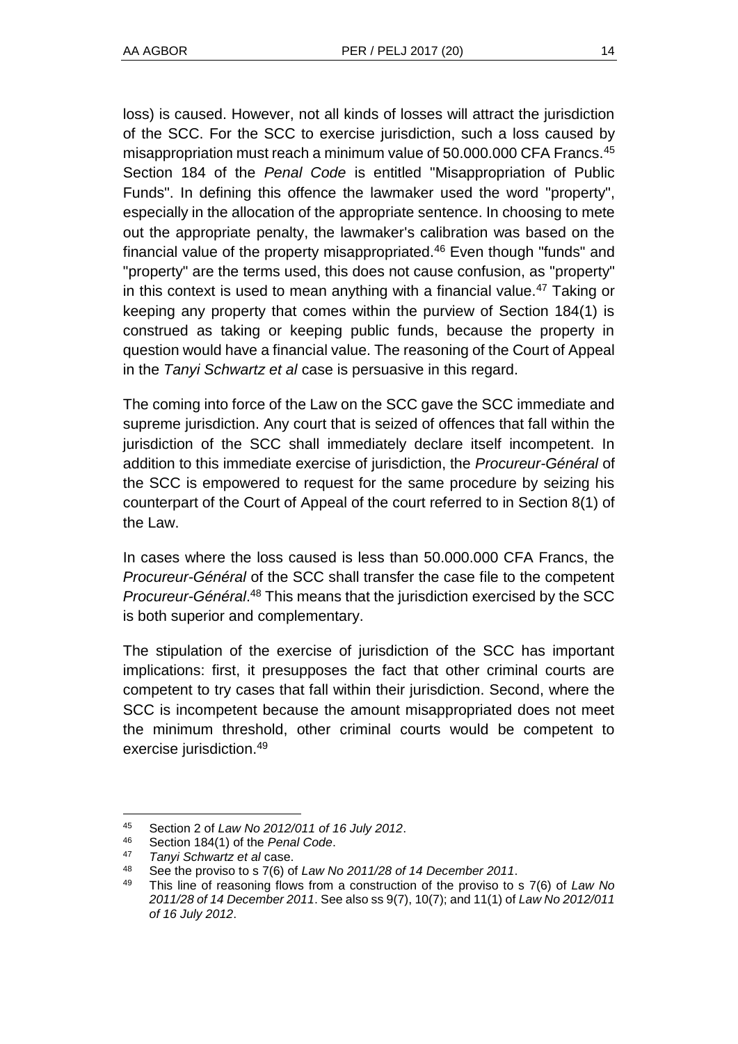loss) is caused. However, not all kinds of losses will attract the jurisdiction of the SCC. For the SCC to exercise jurisdiction, such a loss caused by misappropriation must reach a minimum value of 50.000.000 CFA Francs.[45] Section 184 of the *Penal Code* is entitled "Misappropriation of Public Funds". In defining this offence the lawmaker used the word "property", especially in the allocation of the appropriate sentence. In choosing to mete out the appropriate penalty, the lawmaker's calibration was based on the financial value of the property misappropriated.[46] Even though "funds" and "property" are the terms used, this does not cause confusion, as "property" in this context is used to mean anything with a financial value.[47] Taking or keeping any property that comes within the purview of Section 184(1) is construed as taking or keeping public funds, because the property in question would have a financial value. The reasoning of the Court of Appeal in the *Tanyi Schwartz et al* case is persuasive in this regard.

The coming into force of the Law on the SCC gave the SCC immediate and supreme jurisdiction. Any court that is seized of offences that fall within the jurisdiction of the SCC shall immediately declare itself incompetent. In addition to this immediate exercise of jurisdiction, the *Procureur-Général* of the SCC is empowered to request for the same procedure by seizing his counterpart of the Court of Appeal of the court referred to in Section 8(1) of the Law.

In cases where the loss caused is less than 50.000.000 CFA Francs, the *Procureur-Général* of the SCC shall transfer the case file to the competent *Procureur-Général*.[48] This means that the jurisdiction exercised by the SCC is both superior and complementary.

The stipulation of the exercise of jurisdiction of the SCC has important implications: first, it presupposes the fact that other criminal courts are competent to try cases that fall within their jurisdiction. Second, where the SCC is incompetent because the amount misappropriated does not meet the minimum threshold, other criminal courts would be competent to exercise jurisdiction.[49]

---

[45] Section 2 of *Law No 2012/011 of 16 July 2012*.

[46] Section 184(1) of the *Penal Code*.

[47] *Tanyi Schwartz et al* case.

[48] See the proviso to s 7(6) of *Law No 2011/28 of 14 December 2011*.

[49] This line of reasoning flows from a construction of the proviso to s 7(6) of *Law No 2011/28 of 14 December 2011*. See also ss 9(7), 10(7); and 11(1) of *Law No 2012/011 of 16 July 2012*.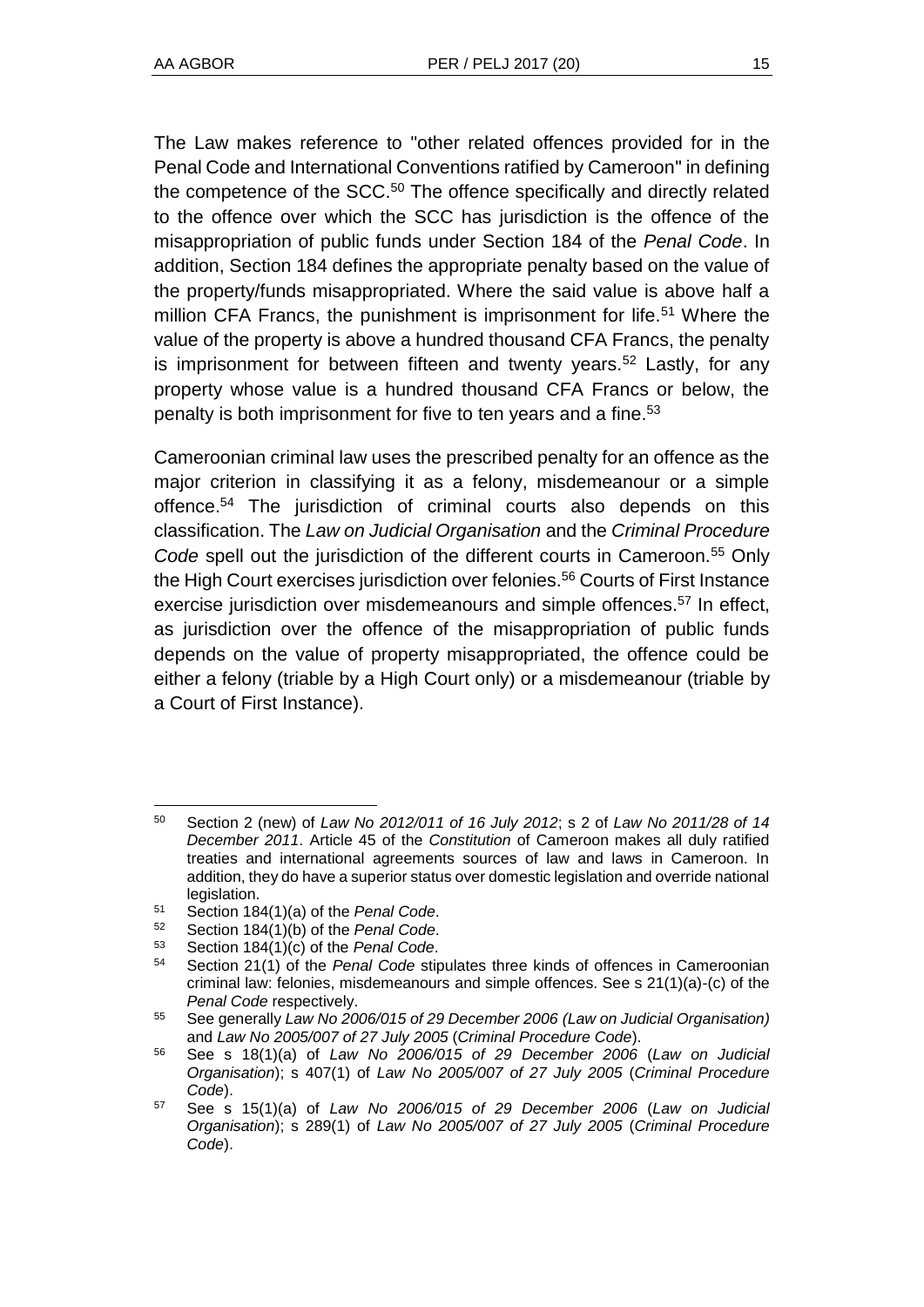The Law makes reference to "other related offences provided for in the Penal Code and International Conventions ratified by Cameroon" in defining the competence of the SCC.[50] The offence specifically and directly related to the offence over which the SCC has jurisdiction is the offence of the misappropriation of public funds under Section 184 of the *Penal Code*. In addition, Section 184 defines the appropriate penalty based on the value of the property/funds misappropriated. Where the said value is above half a million CFA Francs, the punishment is imprisonment for life.[51] Where the value of the property is above a hundred thousand CFA Francs, the penalty is imprisonment for between fifteen and twenty years.[52] Lastly, for any property whose value is a hundred thousand CFA Francs or below, the penalty is both imprisonment for five to ten years and a fine.[53]

Cameroonian criminal law uses the prescribed penalty for an offence as the major criterion in classifying it as a felony, misdemeanour or a simple offence.[54] The jurisdiction of criminal courts also depends on this classification. The *Law on Judicial Organisation* and the *Criminal Procedure Code* spell out the jurisdiction of the different courts in Cameroon.[55] Only the High Court exercises jurisdiction over felonies.[56] Courts of First Instance exercise jurisdiction over misdemeanours and simple offences.[57] In effect, as jurisdiction over the offence of the misappropriation of public funds depends on the value of property misappropriated, the offence could be either a felony (triable by a High Court only) or a misdemeanour (triable by a Court of First Instance).

---

[50] Section 2 (new) of *Law No 2012/011 of 16 July 2012*; s 2 of *Law No 2011/28 of 14 December 2011*. Article 45 of the *Constitution* of Cameroon makes all duly ratified treaties and international agreements sources of law and laws in Cameroon. In addition, they do have a superior status over domestic legislation and override national legislation.

[51] Section 184(1)(a) of the *Penal Code*.

[52] Section 184(1)(b) of the *Penal Code*.

[53] Section 184(1)(c) of the *Penal Code*.

[54] Section 21(1) of the *Penal Code* stipulates three kinds of offences in Cameroonian criminal law: felonies, misdemeanours and simple offences. See s 21(1)(a)-(c) of the *Penal Code* respectively.

[55] See generally *Law No 2006/015 of 29 December 2006 (Law on Judicial Organisation)* and *Law No 2005/007 of 27 July 2005* (*Criminal Procedure Code*).

[56] See s 18(1)(a) of *Law No 2006/015 of 29 December 2006* (*Law on Judicial Organisation*); s 407(1) of *Law No 2005/007 of 27 July 2005* (*Criminal Procedure Code*).

[57] See s 15(1)(a) of *Law No 2006/015 of 29 December 2006* (*Law on Judicial Organisation*); s 289(1) of *Law No 2005/007 of 27 July 2005* (*Criminal Procedure Code*).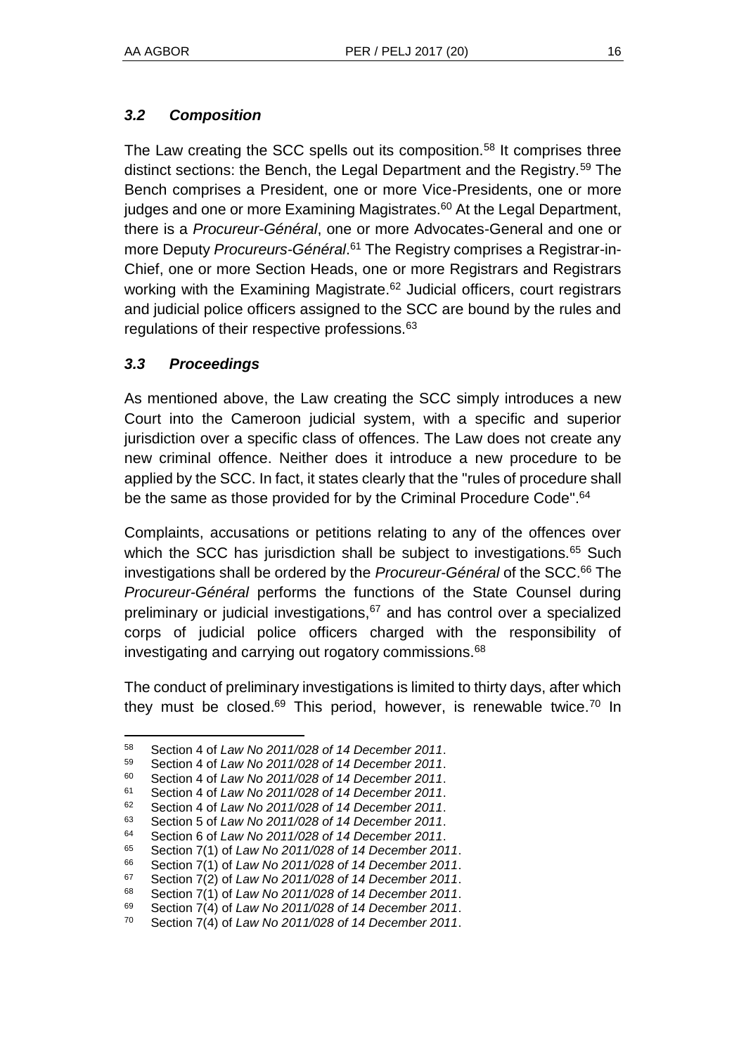### *3.2 Composition*

The Law creating the SCC spells out its composition.[58] It comprises three distinct sections: the Bench, the Legal Department and the Registry.[59] The Bench comprises a President, one or more Vice-Presidents, one or more judges and one or more Examining Magistrates.[60] At the Legal Department, there is a *Procureur-Général*, one or more Advocates-General and one or more Deputy *Procureurs-Général*.[61] The Registry comprises a Registrar-in-Chief, one or more Section Heads, one or more Registrars and Registrars working with the Examining Magistrate.[62] Judicial officers, court registrars and judicial police officers assigned to the SCC are bound by the rules and regulations of their respective professions.[63]

### *3.3 Proceedings*

As mentioned above, the Law creating the SCC simply introduces a new Court into the Cameroon judicial system, with a specific and superior jurisdiction over a specific class of offences. The Law does not create any new criminal offence. Neither does it introduce a new procedure to be applied by the SCC. In fact, it states clearly that the "rules of procedure shall be the same as those provided for by the Criminal Procedure Code".[64]

Complaints, accusations or petitions relating to any of the offences over which the SCC has jurisdiction shall be subject to investigations.[65] Such investigations shall be ordered by the *Procureur-Général* of the SCC.[66] The *Procureur-Général* performs the functions of the State Counsel during preliminary or judicial investigations,[67] and has control over a specialized corps of judicial police officers charged with the responsibility of investigating and carrying out rogatory commissions.[68]

The conduct of preliminary investigations is limited to thirty days, after which they must be closed.[69] This period, however, is renewable twice.[70] In

---

58 Section 4 of *Law No 2011/028 of 14 December 2011*.
59 Section 4 of *Law No 2011/028 of 14 December 2011*.
60 Section 4 of *Law No 2011/028 of 14 December 2011*.
61 Section 4 of *Law No 2011/028 of 14 December 2011*.
62 Section 4 of *Law No 2011/028 of 14 December 2011*.
63 Section 5 of *Law No 2011/028 of 14 December 2011*.
64 Section 6 of *Law No 2011/028 of 14 December 2011*.
65 Section 7(1) of *Law No 2011/028 of 14 December 2011*.
66 Section 7(1) of *Law No 2011/028 of 14 December 2011*.
67 Section 7(2) of *Law No 2011/028 of 14 December 2011*.
68 Section 7(1) of *Law No 2011/028 of 14 December 2011*.
69 Section 7(4) of *Law No 2011/028 of 14 December 2011*.
70 Section 7(4) of *Law No 2011/028 of 14 December 2011*.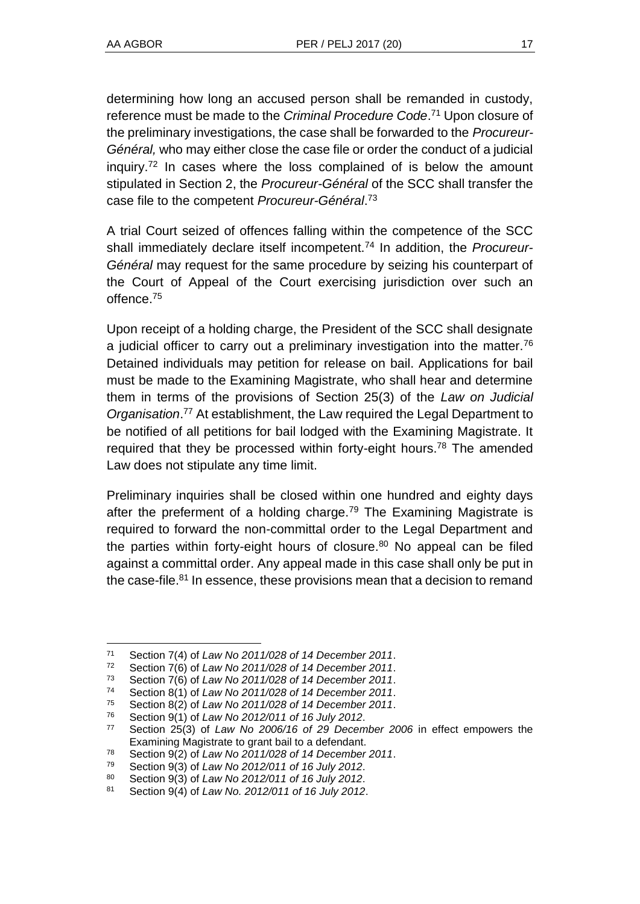determining how long an accused person shall be remanded in custody, reference must be made to the *Criminal Procedure Code*.[71] Upon closure of the preliminary investigations, the case shall be forwarded to the *Procureur-Général,* who may either close the case file or order the conduct of a judicial inquiry.[72] In cases where the loss complained of is below the amount stipulated in Section 2, the *Procureur-Général* of the SCC shall transfer the case file to the competent *Procureur-Général*.[73]

A trial Court seized of offences falling within the competence of the SCC shall immediately declare itself incompetent.[74] In addition, the *Procureur-Général* may request for the same procedure by seizing his counterpart of the Court of Appeal of the Court exercising jurisdiction over such an offence.[75]

Upon receipt of a holding charge, the President of the SCC shall designate a judicial officer to carry out a preliminary investigation into the matter.[76] Detained individuals may petition for release on bail. Applications for bail must be made to the Examining Magistrate, who shall hear and determine them in terms of the provisions of Section 25(3) of the *Law on Judicial Organisation*.[77] At establishment, the Law required the Legal Department to be notified of all petitions for bail lodged with the Examining Magistrate. It required that they be processed within forty-eight hours.[78] The amended Law does not stipulate any time limit.

Preliminary inquiries shall be closed within one hundred and eighty days after the preferment of a holding charge.[79] The Examining Magistrate is required to forward the non-committal order to the Legal Department and the parties within forty-eight hours of closure.[80] No appeal can be filed against a committal order. Any appeal made in this case shall only be put in the case-file.[81] In essence, these provisions mean that a decision to remand

---

[71] Section 7(4) of *Law No 2011/028 of 14 December 2011*.
[72] Section 7(6) of *Law No 2011/028 of 14 December 2011*.
[73] Section 7(6) of *Law No 2011/028 of 14 December 2011*.
[74] Section 8(1) of *Law No 2011/028 of 14 December 2011*.
[75] Section 8(2) of *Law No 2011/028 of 14 December 2011*.
[76] Section 9(1) of *Law No 2012/011 of 16 July 2012*.
[77] Section 25(3) of *Law No 2006/16 of 29 December 2006* in effect empowers the Examining Magistrate to grant bail to a defendant.
[78] Section 9(2) of *Law No 2011/028 of 14 December 2011*.
[79] Section 9(3) of *Law No 2012/011 of 16 July 2012*.
[80] Section 9(3) of *Law No 2012/011 of 16 July 2012*.
[81] Section 9(4) of *Law No. 2012/011 of 16 July 2012*.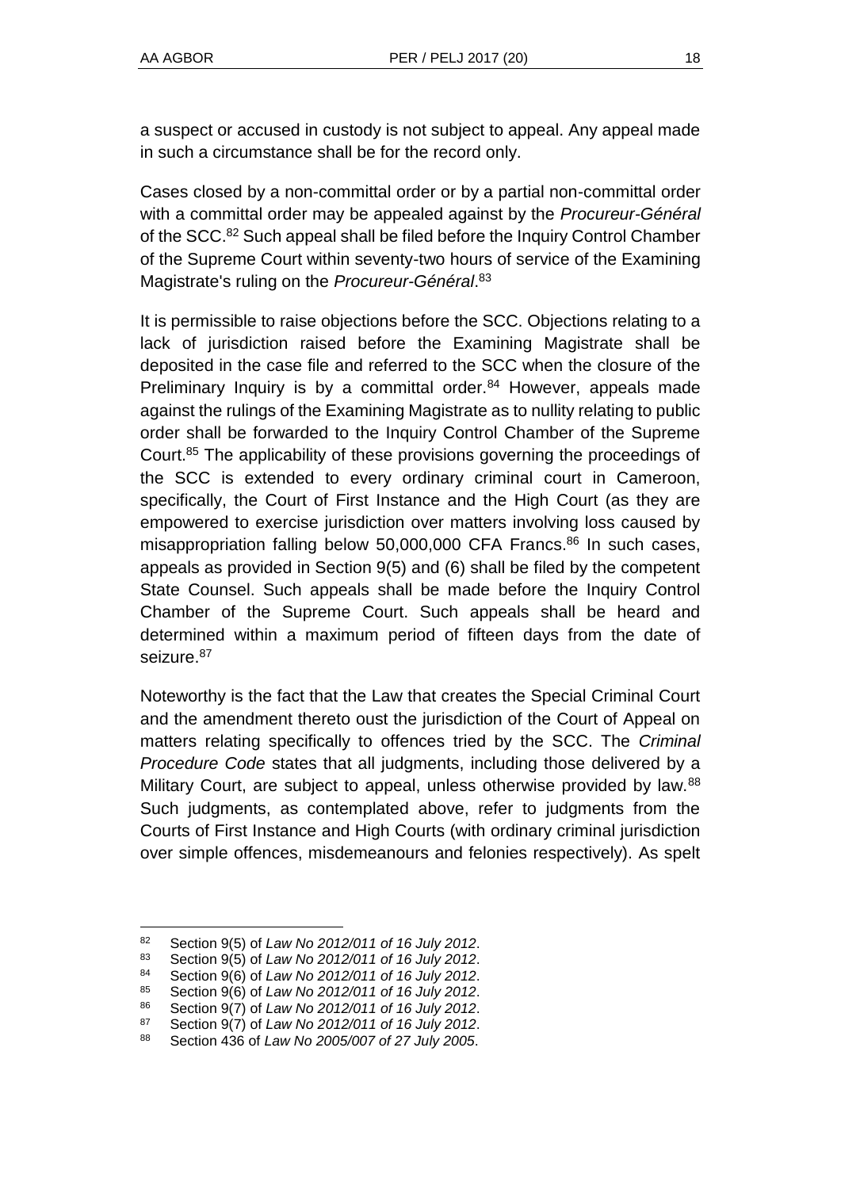a suspect or accused in custody is not subject to appeal. Any appeal made in such a circumstance shall be for the record only.

Cases closed by a non-committal order or by a partial non-committal order with a committal order may be appealed against by the *Procureur-Général* of the SCC.[82] Such appeal shall be filed before the Inquiry Control Chamber of the Supreme Court within seventy-two hours of service of the Examining Magistrate's ruling on the *Procureur-Général*.[83]

It is permissible to raise objections before the SCC. Objections relating to a lack of jurisdiction raised before the Examining Magistrate shall be deposited in the case file and referred to the SCC when the closure of the Preliminary Inquiry is by a committal order.[84] However, appeals made against the rulings of the Examining Magistrate as to nullity relating to public order shall be forwarded to the Inquiry Control Chamber of the Supreme Court.[85] The applicability of these provisions governing the proceedings of the SCC is extended to every ordinary criminal court in Cameroon, specifically, the Court of First Instance and the High Court (as they are empowered to exercise jurisdiction over matters involving loss caused by misappropriation falling below 50,000,000 CFA Francs.[86] In such cases, appeals as provided in Section 9(5) and (6) shall be filed by the competent State Counsel. Such appeals shall be made before the Inquiry Control Chamber of the Supreme Court. Such appeals shall be heard and determined within a maximum period of fifteen days from the date of seizure.[87]

Noteworthy is the fact that the Law that creates the Special Criminal Court and the amendment thereto oust the jurisdiction of the Court of Appeal on matters relating specifically to offences tried by the SCC. The *Criminal Procedure Code* states that all judgments, including those delivered by a Military Court, are subject to appeal, unless otherwise provided by law.[88] Such judgments, as contemplated above, refer to judgments from the Courts of First Instance and High Courts (with ordinary criminal jurisdiction over simple offences, misdemeanours and felonies respectively). As spelt

---

[82] Section 9(5) of *Law No 2012/011 of 16 July 2012*.

[83] Section 9(5) of *Law No 2012/011 of 16 July 2012*.

[84] Section 9(6) of *Law No 2012/011 of 16 July 2012*.

[85] Section 9(6) of *Law No 2012/011 of 16 July 2012*.

[86] Section 9(7) of *Law No 2012/011 of 16 July 2012*.

[87] Section 9(7) of *Law No 2012/011 of 16 July 2012*.

[88] Section 436 of *Law No 2005/007 of 27 July 2005*.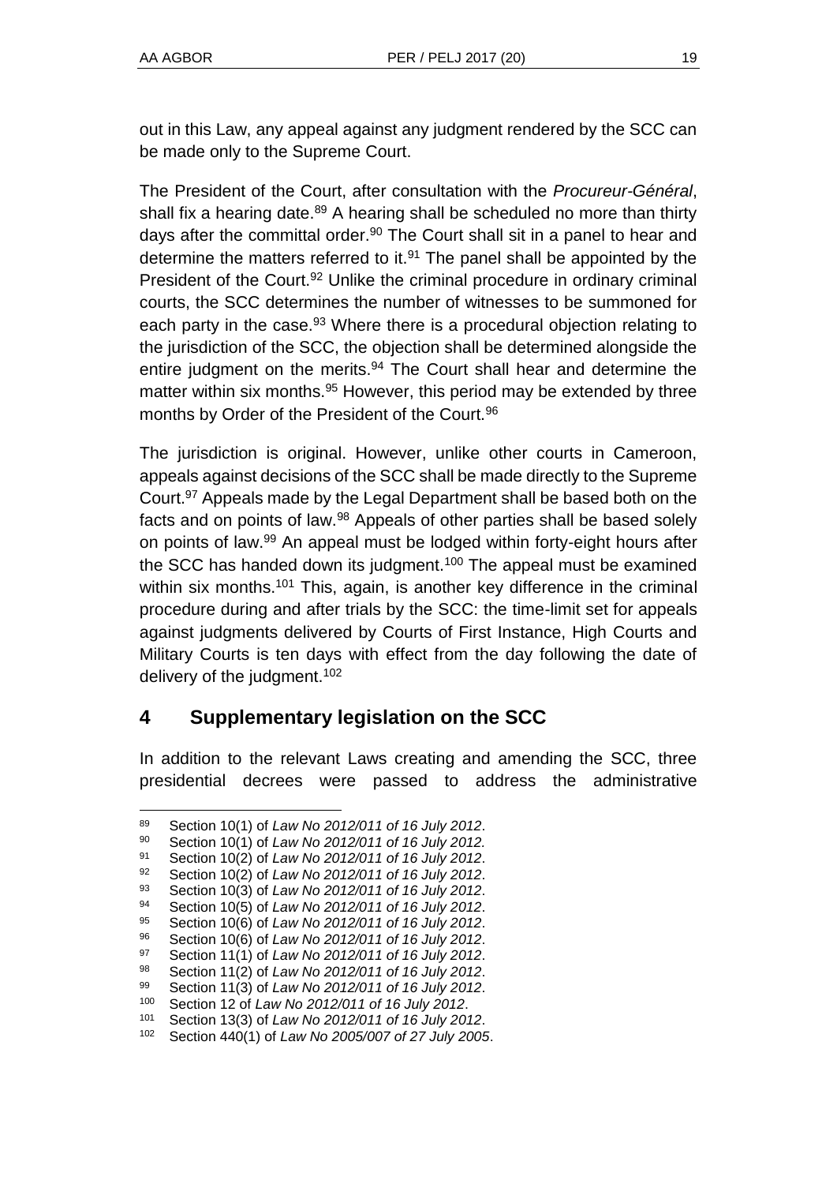out in this Law, any appeal against any judgment rendered by the SCC can be made only to the Supreme Court.

The President of the Court, after consultation with the *Procureur-Général*, shall fix a hearing date.[89] A hearing shall be scheduled no more than thirty days after the committal order.[90] The Court shall sit in a panel to hear and determine the matters referred to it.[91] The panel shall be appointed by the President of the Court.[92] Unlike the criminal procedure in ordinary criminal courts, the SCC determines the number of witnesses to be summoned for each party in the case.[93] Where there is a procedural objection relating to the jurisdiction of the SCC, the objection shall be determined alongside the entire judgment on the merits.[94] The Court shall hear and determine the matter within six months.[95] However, this period may be extended by three months by Order of the President of the Court.[96]

The jurisdiction is original. However, unlike other courts in Cameroon, appeals against decisions of the SCC shall be made directly to the Supreme Court.[97] Appeals made by the Legal Department shall be based both on the facts and on points of law.[98] Appeals of other parties shall be based solely on points of law.[99] An appeal must be lodged within forty-eight hours after the SCC has handed down its judgment.[100] The appeal must be examined within six months.[101] This, again, is another key difference in the criminal procedure during and after trials by the SCC: the time-limit set for appeals against judgments delivered by Courts of First Instance, High Courts and Military Courts is ten days with effect from the day following the date of delivery of the judgment.[102]

## 4 Supplementary legislation on the SCC

In addition to the relevant Laws creating and amending the SCC, three presidential decrees were passed to address the administrative

---

[89] Section 10(1) of *Law No 2012/011 of 16 July 2012*.
[90] Section 10(1) of *Law No 2012/011 of 16 July 2012.*
[91] Section 10(2) of *Law No 2012/011 of 16 July 2012*.
[92] Section 10(2) of *Law No 2012/011 of 16 July 2012*.
[93] Section 10(3) of *Law No 2012/011 of 16 July 2012*.
[94] Section 10(5) of *Law No 2012/011 of 16 July 2012*.
[95] Section 10(6) of *Law No 2012/011 of 16 July 2012*.
[96] Section 10(6) of *Law No 2012/011 of 16 July 2012*.
[97] Section 11(1) of *Law No 2012/011 of 16 July 2012*.
[98] Section 11(2) of *Law No 2012/011 of 16 July 2012*.
[99] Section 11(3) of *Law No 2012/011 of 16 July 2012*.
[100] Section 12 of *Law No 2012/011 of 16 July 2012*.
[101] Section 13(3) of *Law No 2012/011 of 16 July 2012*.
[102] Section 440(1) of *Law No 2005/007 of 27 July 2005*.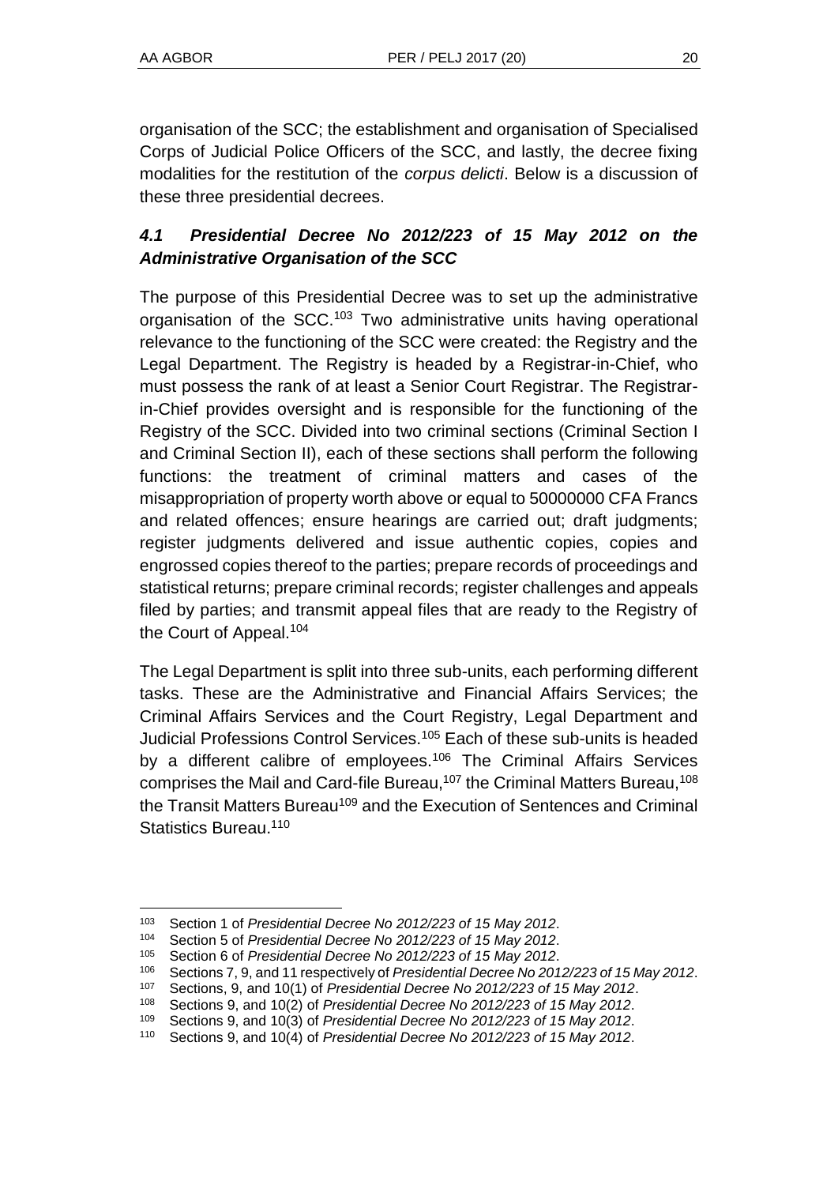organisation of the SCC; the establishment and organisation of Specialised Corps of Judicial Police Officers of the SCC, and lastly, the decree fixing modalities for the restitution of the *corpus delicti*. Below is a discussion of these three presidential decrees.

### *4.1 Presidential Decree No 2012/223 of 15 May 2012 on the Administrative Organisation of the SCC*

The purpose of this Presidential Decree was to set up the administrative organisation of the SCC.[103] Two administrative units having operational relevance to the functioning of the SCC were created: the Registry and the Legal Department. The Registry is headed by a Registrar-in-Chief, who must possess the rank of at least a Senior Court Registrar. The Registrar-in-Chief provides oversight and is responsible for the functioning of the Registry of the SCC. Divided into two criminal sections (Criminal Section I and Criminal Section II), each of these sections shall perform the following functions: the treatment of criminal matters and cases of the misappropriation of property worth above or equal to 50000000 CFA Francs and related offences; ensure hearings are carried out; draft judgments; register judgments delivered and issue authentic copies, copies and engrossed copies thereof to the parties; prepare records of proceedings and statistical returns; prepare criminal records; register challenges and appeals filed by parties; and transmit appeal files that are ready to the Registry of the Court of Appeal.[104]

The Legal Department is split into three sub-units, each performing different tasks. These are the Administrative and Financial Affairs Services; the Criminal Affairs Services and the Court Registry, Legal Department and Judicial Professions Control Services.[105] Each of these sub-units is headed by a different calibre of employees.[106] The Criminal Affairs Services comprises the Mail and Card-file Bureau,[107] the Criminal Matters Bureau,[108] the Transit Matters Bureau[109] and the Execution of Sentences and Criminal Statistics Bureau.[110]

---

[103] Section 1 of *Presidential Decree No 2012/223 of 15 May 2012*.

[104] Section 5 of *Presidential Decree No 2012/223 of 15 May 2012*.

[105] Section 6 of *Presidential Decree No 2012/223 of 15 May 2012*.

[106] Sections 7, 9, and 11 respectively of *Presidential Decree No 2012/223 of 15 May 2012*.

[107] Sections, 9, and 10(1) of *Presidential Decree No 2012/223 of 15 May 2012*.

[108] Sections 9, and 10(2) of *Presidential Decree No 2012/223 of 15 May 2012*.

[109] Sections 9, and 10(3) of *Presidential Decree No 2012/223 of 15 May 2012*.

[110] Sections 9, and 10(4) of *Presidential Decree No 2012/223 of 15 May 2012*.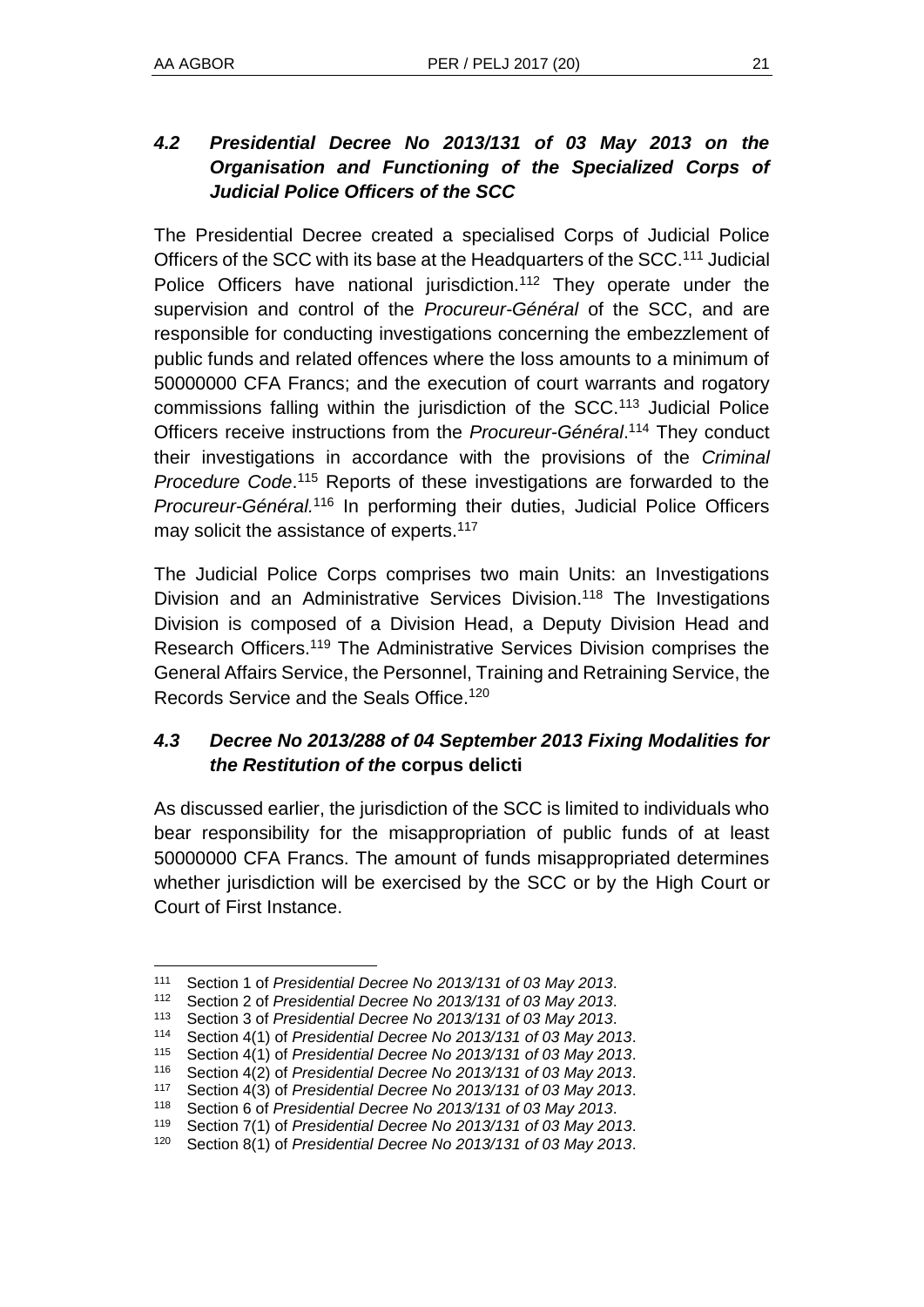### *4.2 Presidential Decree No 2013/131 of 03 May 2013 on the Organisation and Functioning of the Specialized Corps of Judicial Police Officers of the SCC*

The Presidential Decree created a specialised Corps of Judicial Police Officers of the SCC with its base at the Headquarters of the SCC.[111] Judicial Police Officers have national jurisdiction.[112] They operate under the supervision and control of the *Procureur-Général* of the SCC, and are responsible for conducting investigations concerning the embezzlement of public funds and related offences where the loss amounts to a minimum of 50000000 CFA Francs; and the execution of court warrants and rogatory commissions falling within the jurisdiction of the SCC.[113] Judicial Police Officers receive instructions from the *Procureur-Général*.[114] They conduct their investigations in accordance with the provisions of the *Criminal Procedure Code*.[115] Reports of these investigations are forwarded to the *Procureur-Général.*[116] In performing their duties, Judicial Police Officers may solicit the assistance of experts.[117]

The Judicial Police Corps comprises two main Units: an Investigations Division and an Administrative Services Division.[118] The Investigations Division is composed of a Division Head, a Deputy Division Head and Research Officers.[119] The Administrative Services Division comprises the General Affairs Service, the Personnel, Training and Retraining Service, the Records Service and the Seals Office.[120]

### *4.3 Decree No 2013/288 of 04 September 2013 Fixing Modalities for the Restitution of the* corpus delicti

As discussed earlier, the jurisdiction of the SCC is limited to individuals who bear responsibility for the misappropriation of public funds of at least 50000000 CFA Francs. The amount of funds misappropriated determines whether jurisdiction will be exercised by the SCC or by the High Court or Court of First Instance.

---

111 Section 1 of *Presidential Decree No 2013/131 of 03 May 2013*.
112 Section 2 of *Presidential Decree No 2013/131 of 03 May 2013*.
113 Section 3 of *Presidential Decree No 2013/131 of 03 May 2013*.
114 Section 4(1) of *Presidential Decree No 2013/131 of 03 May 2013*.
115 Section 4(1) of *Presidential Decree No 2013/131 of 03 May 2013*.
116 Section 4(2) of *Presidential Decree No 2013/131 of 03 May 2013*.
117 Section 4(3) of *Presidential Decree No 2013/131 of 03 May 2013*.
118 Section 6 of *Presidential Decree No 2013/131 of 03 May 2013*.
119 Section 7(1) of *Presidential Decree No 2013/131 of 03 May 2013*.
120 Section 8(1) of *Presidential Decree No 2013/131 of 03 May 2013*.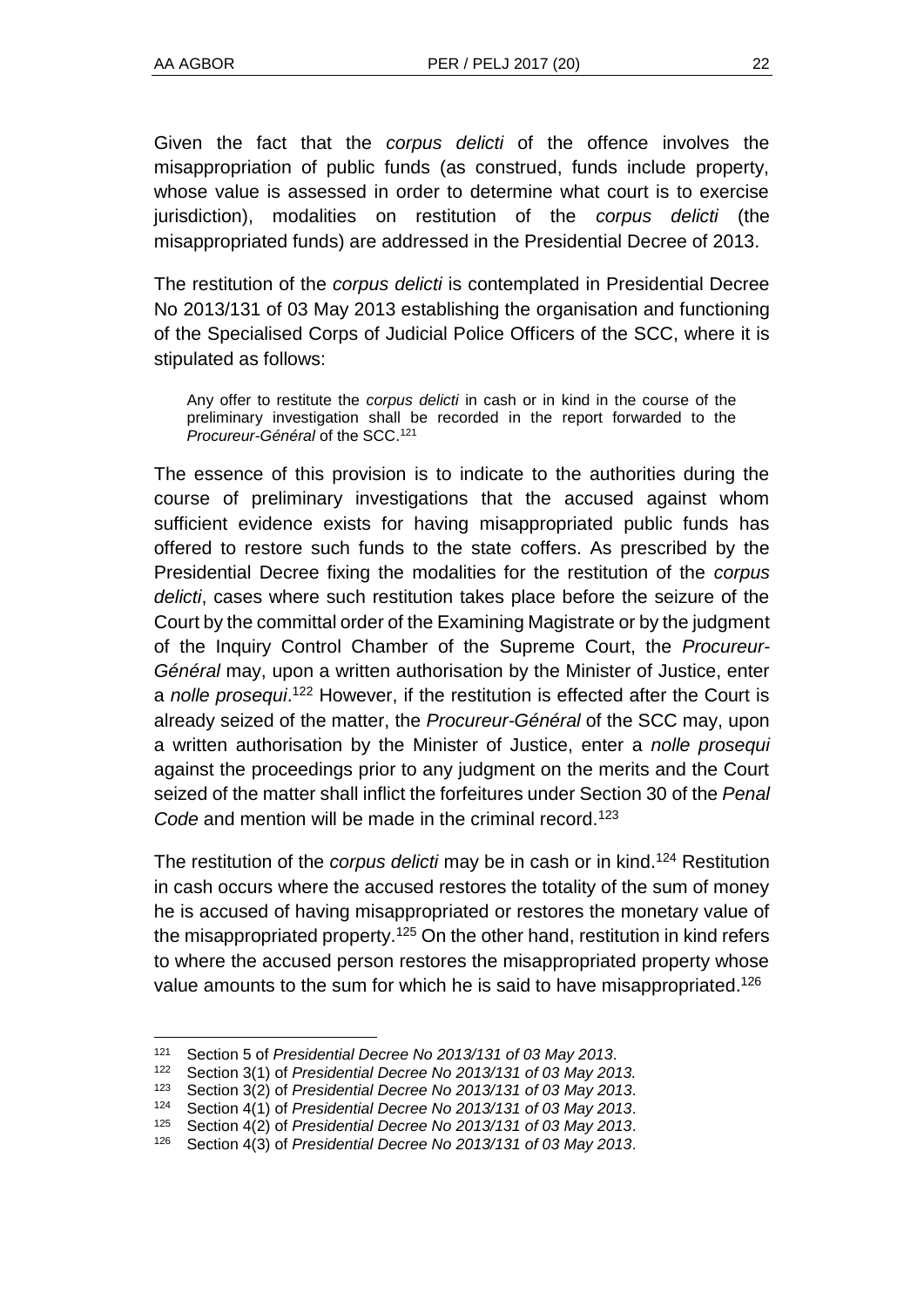Given the fact that the *corpus delicti* of the offence involves the misappropriation of public funds (as construed, funds include property, whose value is assessed in order to determine what court is to exercise jurisdiction), modalities on restitution of the *corpus delicti* (the misappropriated funds) are addressed in the Presidential Decree of 2013.

The restitution of the *corpus delicti* is contemplated in Presidential Decree No 2013/131 of 03 May 2013 establishing the organisation and functioning of the Specialised Corps of Judicial Police Officers of the SCC, where it is stipulated as follows:

> Any offer to restitute the *corpus delicti* in cash or in kind in the course of the preliminary investigation shall be recorded in the report forwarded to the *Procureur-Général* of the SCC.[121]

The essence of this provision is to indicate to the authorities during the course of preliminary investigations that the accused against whom sufficient evidence exists for having misappropriated public funds has offered to restore such funds to the state coffers. As prescribed by the Presidential Decree fixing the modalities for the restitution of the *corpus delicti*, cases where such restitution takes place before the seizure of the Court by the committal order of the Examining Magistrate or by the judgment of the Inquiry Control Chamber of the Supreme Court, the *Procureur-Général* may, upon a written authorisation by the Minister of Justice, enter a *nolle prosequi*.[122] However, if the restitution is effected after the Court is already seized of the matter, the *Procureur-Général* of the SCC may, upon a written authorisation by the Minister of Justice, enter a *nolle prosequi* against the proceedings prior to any judgment on the merits and the Court seized of the matter shall inflict the forfeitures under Section 30 of the *Penal Code* and mention will be made in the criminal record.[123]

The restitution of the *corpus delicti* may be in cash or in kind.[124] Restitution in cash occurs where the accused restores the totality of the sum of money he is accused of having misappropriated or restores the monetary value of the misappropriated property.[125] On the other hand, restitution in kind refers to where the accused person restores the misappropriated property whose value amounts to the sum for which he is said to have misappropriated.[126]

---

[121] Section 5 of *Presidential Decree No 2013/131 of 03 May 2013*.

[122] Section 3(1) of *Presidential Decree No 2013/131 of 03 May 2013.*

[123] Section 3(2) of *Presidential Decree No 2013/131 of 03 May 2013*.

[124] Section 4(1) of *Presidential Decree No 2013/131 of 03 May 2013*.

[125] Section 4(2) of *Presidential Decree No 2013/131 of 03 May 2013*.

[126] Section 4(3) of *Presidential Decree No 2013/131 of 03 May 2013*.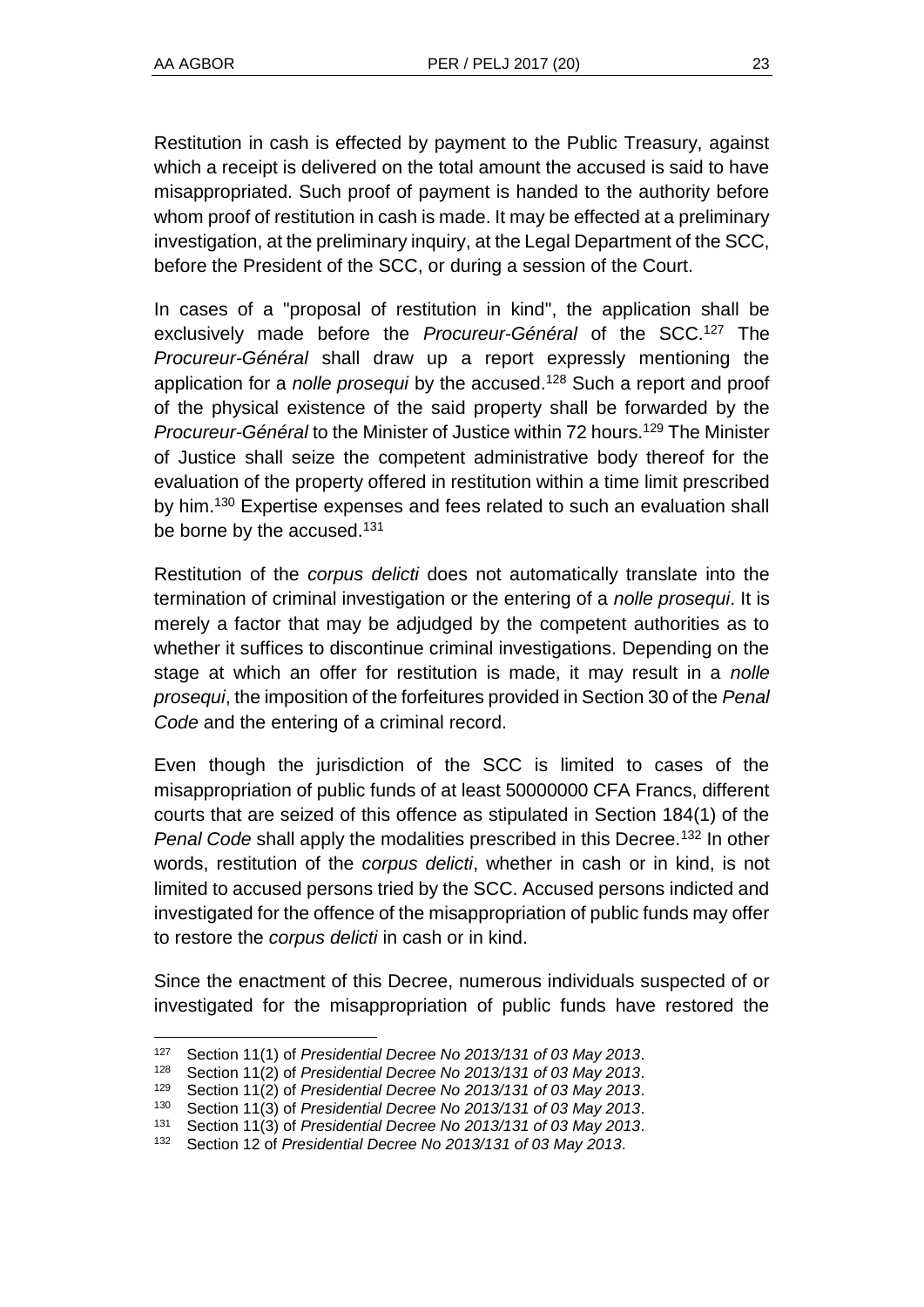Restitution in cash is effected by payment to the Public Treasury, against which a receipt is delivered on the total amount the accused is said to have misappropriated. Such proof of payment is handed to the authority before whom proof of restitution in cash is made. It may be effected at a preliminary investigation, at the preliminary inquiry, at the Legal Department of the SCC, before the President of the SCC, or during a session of the Court.

In cases of a "proposal of restitution in kind", the application shall be exclusively made before the *Procureur-Général* of the SCC.[127] The *Procureur-Général* shall draw up a report expressly mentioning the application for a *nolle prosequi* by the accused.[128] Such a report and proof of the physical existence of the said property shall be forwarded by the *Procureur-Général* to the Minister of Justice within 72 hours.[129] The Minister of Justice shall seize the competent administrative body thereof for the evaluation of the property offered in restitution within a time limit prescribed by him.[130] Expertise expenses and fees related to such an evaluation shall be borne by the accused.[131]

Restitution of the *corpus delicti* does not automatically translate into the termination of criminal investigation or the entering of a *nolle prosequi*. It is merely a factor that may be adjudged by the competent authorities as to whether it suffices to discontinue criminal investigations. Depending on the stage at which an offer for restitution is made, it may result in a *nolle prosequi*, the imposition of the forfeitures provided in Section 30 of the *Penal Code* and the entering of a criminal record.

Even though the jurisdiction of the SCC is limited to cases of the misappropriation of public funds of at least 50000000 CFA Francs, different courts that are seized of this offence as stipulated in Section 184(1) of the *Penal Code* shall apply the modalities prescribed in this Decree.[132] In other words, restitution of the *corpus delicti*, whether in cash or in kind, is not limited to accused persons tried by the SCC. Accused persons indicted and investigated for the offence of the misappropriation of public funds may offer to restore the *corpus delicti* in cash or in kind.

Since the enactment of this Decree, numerous individuals suspected of or investigated for the misappropriation of public funds have restored the

---

127 Section 11(1) of *Presidential Decree No 2013/131 of 03 May 2013*.

128 Section 11(2) of *Presidential Decree No 2013/131 of 03 May 2013*.

129 Section 11(2) of *Presidential Decree No 2013/131 of 03 May 2013*.

130 Section 11(3) of *Presidential Decree No 2013/131 of 03 May 2013*.

131 Section 11(3) of *Presidential Decree No 2013/131 of 03 May 2013*.

132 Section 12 of *Presidential Decree No 2013/131 of 03 May 2013*.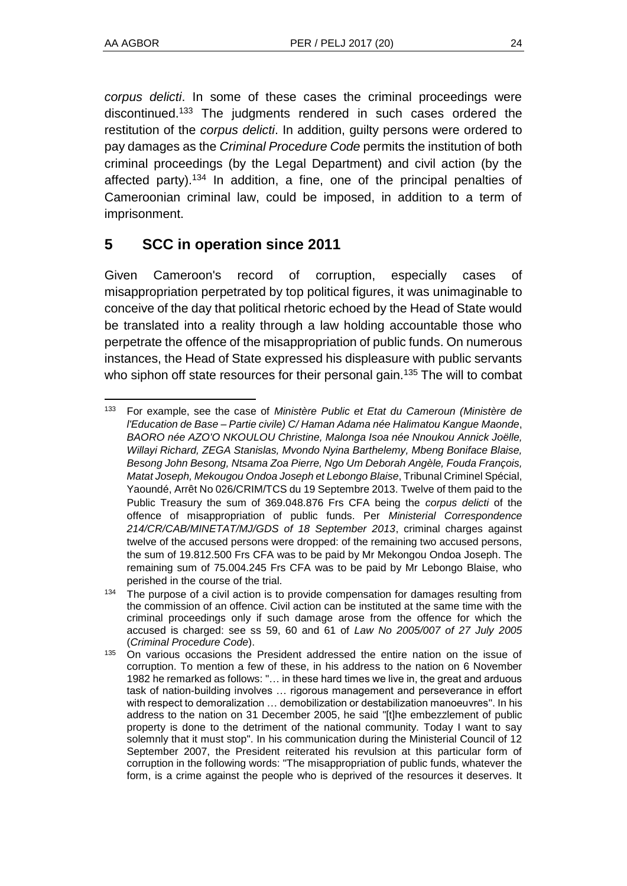*corpus delicti*. In some of these cases the criminal proceedings were discontinued.[133] The judgments rendered in such cases ordered the restitution of the *corpus delicti*. In addition, guilty persons were ordered to pay damages as the *Criminal Procedure Code* permits the institution of both criminal proceedings (by the Legal Department) and civil action (by the affected party).[134] In addition, a fine, one of the principal penalties of Cameroonian criminal law, could be imposed, in addition to a term of imprisonment.

## 5 SCC in operation since 2011

Given Cameroon's record of corruption, especially cases of misappropriation perpetrated by top political figures, it was unimaginable to conceive of the day that political rhetoric echoed by the Head of State would be translated into a reality through a law holding accountable those who perpetrate the offence of the misappropriation of public funds. On numerous instances, the Head of State expressed his displeasure with public servants who siphon off state resources for their personal gain.[135] The will to combat

---

[133] For example, see the case of *Ministère Public et Etat du Cameroun (Ministère de l'Education de Base – Partie civile) C/ Haman Adama née Halimatou Kangue Maonde*, *BAORO née AZO'O NKOULOU Christine, Malonga Isoa née Nnoukou Annick Joëlle, Willayi Richard, ZEGA Stanislas, Mvondo Nyina Barthelemy, Mbeng Boniface Blaise, Besong John Besong, Ntsama Zoa Pierre, Ngo Um Deborah Angèle, Fouda François, Matat Joseph, Mekougou Ondoa Joseph et Lebongo Blaise*, Tribunal Criminel Spécial, Yaoundé, Arrêt No 026/CRIM/TCS du 19 Septembre 2013. Twelve of them paid to the Public Treasury the sum of 369.048.876 Frs CFA being the *corpus delicti* of the offence of misappropriation of public funds. Per *Ministerial Correspondence 214/CR/CAB/MINETAT/MJ/GDS of 18 September 2013*, criminal charges against twelve of the accused persons were dropped: of the remaining two accused persons, the sum of 19.812.500 Frs CFA was to be paid by Mr Mekongou Ondoa Joseph. The remaining sum of 75.004.245 Frs CFA was to be paid by Mr Lebongo Blaise, who perished in the course of the trial.

[134] The purpose of a civil action is to provide compensation for damages resulting from the commission of an offence. Civil action can be instituted at the same time with the criminal proceedings only if such damage arose from the offence for which the accused is charged: see ss 59, 60 and 61 of *Law No 2005/007 of 27 July 2005* (*Criminal Procedure Code*).

[135] On various occasions the President addressed the entire nation on the issue of corruption. To mention a few of these, in his address to the nation on 6 November 1982 he remarked as follows: "… in these hard times we live in, the great and arduous task of nation-building involves … rigorous management and perseverance in effort with respect to demoralization … demobilization or destabilization manoeuvres". In his address to the nation on 31 December 2005, he said "[t]he embezzlement of public property is done to the detriment of the national community. Today I want to say solemnly that it must stop". In his communication during the Ministerial Council of 12 September 2007, the President reiterated his revulsion at this particular form of corruption in the following words: "The misappropriation of public funds, whatever the form, is a crime against the people who is deprived of the resources it deserves. It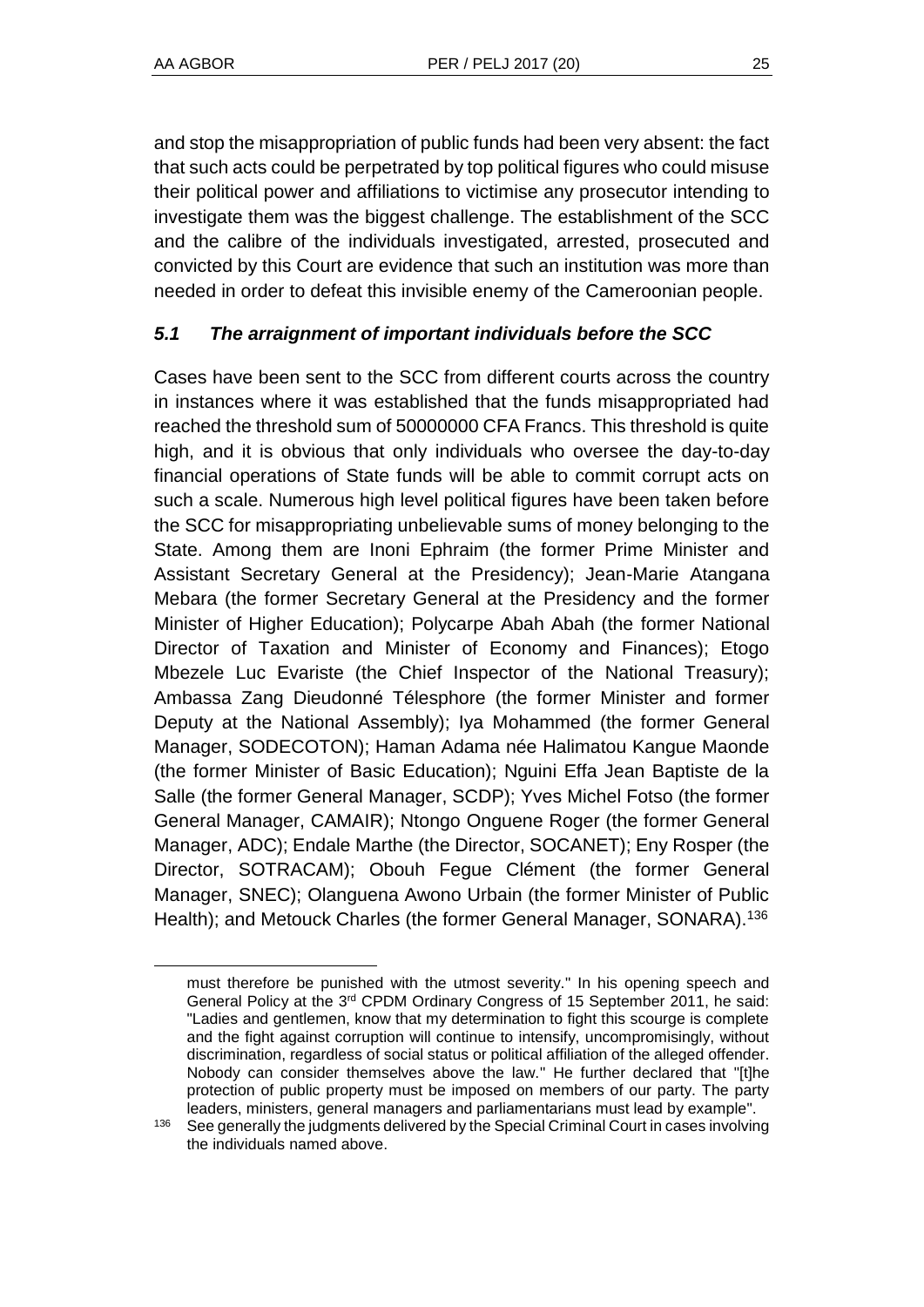and stop the misappropriation of public funds had been very absent: the fact that such acts could be perpetrated by top political figures who could misuse their political power and affiliations to victimise any prosecutor intending to investigate them was the biggest challenge. The establishment of the SCC and the calibre of the individuals investigated, arrested, prosecuted and convicted by this Court are evidence that such an institution was more than needed in order to defeat this invisible enemy of the Cameroonian people.

### *5.1 The arraignment of important individuals before the SCC*

Cases have been sent to the SCC from different courts across the country in instances where it was established that the funds misappropriated had reached the threshold sum of 50000000 CFA Francs. This threshold is quite high, and it is obvious that only individuals who oversee the day-to-day financial operations of State funds will be able to commit corrupt acts on such a scale. Numerous high level political figures have been taken before the SCC for misappropriating unbelievable sums of money belonging to the State. Among them are Inoni Ephraim (the former Prime Minister and Assistant Secretary General at the Presidency); Jean-Marie Atangana Mebara (the former Secretary General at the Presidency and the former Minister of Higher Education); Polycarpe Abah Abah (the former National Director of Taxation and Minister of Economy and Finances); Etogo Mbezele Luc Evariste (the Chief Inspector of the National Treasury); Ambassa Zang Dieudonné Télesphore (the former Minister and former Deputy at the National Assembly); Iya Mohammed (the former General Manager, SODECOTON); Haman Adama née Halimatou Kangue Maonde (the former Minister of Basic Education); Nguini Effa Jean Baptiste de la Salle (the former General Manager, SCDP); Yves Michel Fotso (the former General Manager, CAMAIR); Ntongo Onguene Roger (the former General Manager, ADC); Endale Marthe (the Director, SOCANET); Eny Rosper (the Director, SOTRACAM); Obouh Fegue Clément (the former General Manager, SNEC); Olanguena Awono Urbain (the former Minister of Public Health); and Metouck Charles (the former General Manager, SONARA).[136]

---

must therefore be punished with the utmost severity." In his opening speech and General Policy at the 3rd CPDM Ordinary Congress of 15 September 2011, he said: "Ladies and gentlemen, know that my determination to fight this scourge is complete and the fight against corruption will continue to intensify, uncompromisingly, without discrimination, regardless of social status or political affiliation of the alleged offender. Nobody can consider themselves above the law." He further declared that "[t]he protection of public property must be imposed on members of our party. The party leaders, ministers, general managers and parliamentarians must lead by example".

[136] See generally the judgments delivered by the Special Criminal Court in cases involving the individuals named above.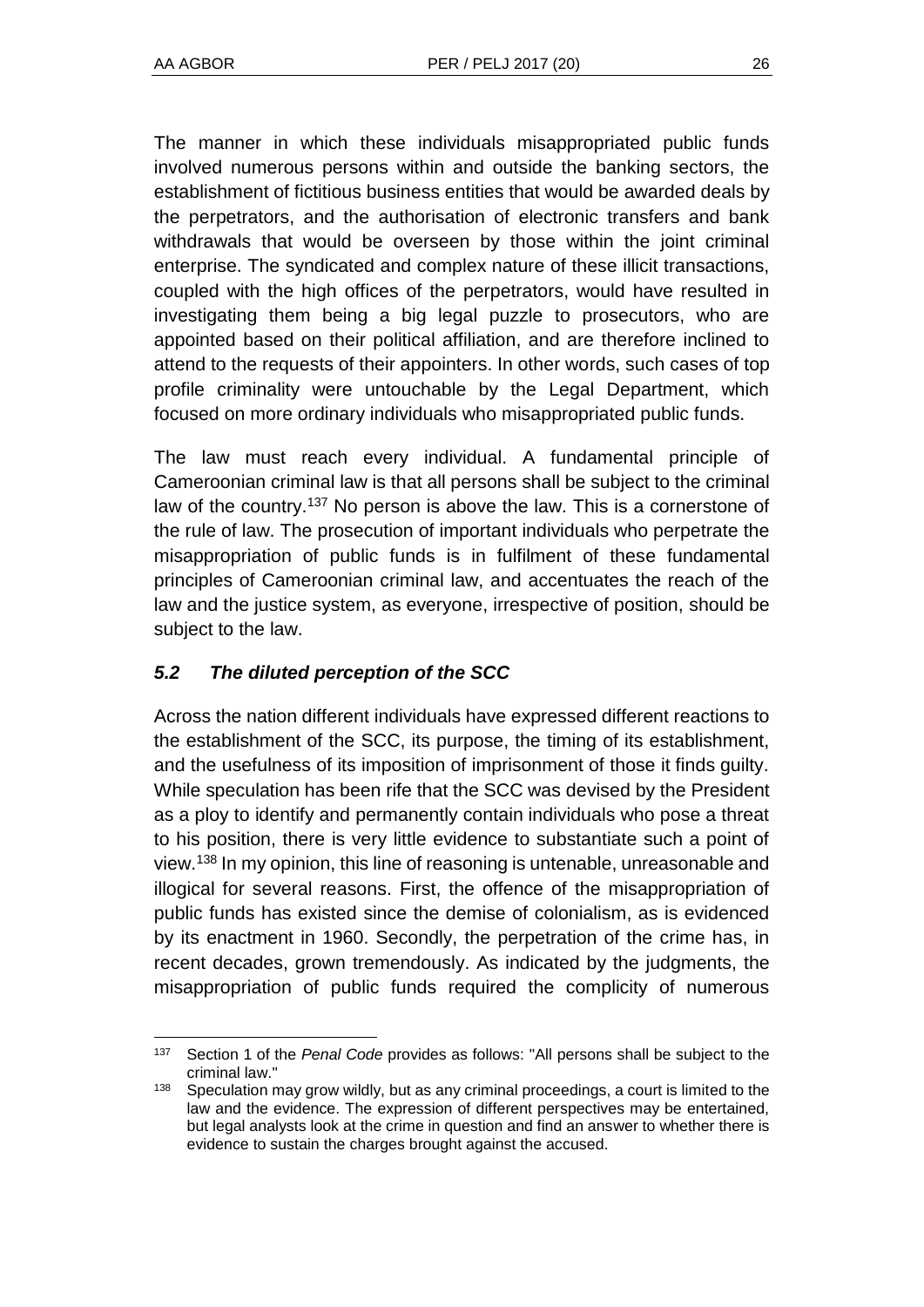The manner in which these individuals misappropriated public funds involved numerous persons within and outside the banking sectors, the establishment of fictitious business entities that would be awarded deals by the perpetrators, and the authorisation of electronic transfers and bank withdrawals that would be overseen by those within the joint criminal enterprise. The syndicated and complex nature of these illicit transactions, coupled with the high offices of the perpetrators, would have resulted in investigating them being a big legal puzzle to prosecutors, who are appointed based on their political affiliation, and are therefore inclined to attend to the requests of their appointers. In other words, such cases of top profile criminality were untouchable by the Legal Department, which focused on more ordinary individuals who misappropriated public funds.

The law must reach every individual. A fundamental principle of Cameroonian criminal law is that all persons shall be subject to the criminal law of the country.[137] No person is above the law. This is a cornerstone of the rule of law. The prosecution of important individuals who perpetrate the misappropriation of public funds is in fulfilment of these fundamental principles of Cameroonian criminal law, and accentuates the reach of the law and the justice system, as everyone, irrespective of position, should be subject to the law.

### *5.2 The diluted perception of the SCC*

Across the nation different individuals have expressed different reactions to the establishment of the SCC, its purpose, the timing of its establishment, and the usefulness of its imposition of imprisonment of those it finds guilty. While speculation has been rife that the SCC was devised by the President as a ploy to identify and permanently contain individuals who pose a threat to his position, there is very little evidence to substantiate such a point of view.[138] In my opinion, this line of reasoning is untenable, unreasonable and illogical for several reasons. First, the offence of the misappropriation of public funds has existed since the demise of colonialism, as is evidenced by its enactment in 1960. Secondly, the perpetration of the crime has, in recent decades, grown tremendously. As indicated by the judgments, the misappropriation of public funds required the complicity of numerous

---

137 Section 1 of the *Penal Code* provides as follows: "All persons shall be subject to the criminal law."

138 Speculation may grow wildly, but as any criminal proceedings, a court is limited to the law and the evidence. The expression of different perspectives may be entertained, but legal analysts look at the crime in question and find an answer to whether there is evidence to sustain the charges brought against the accused.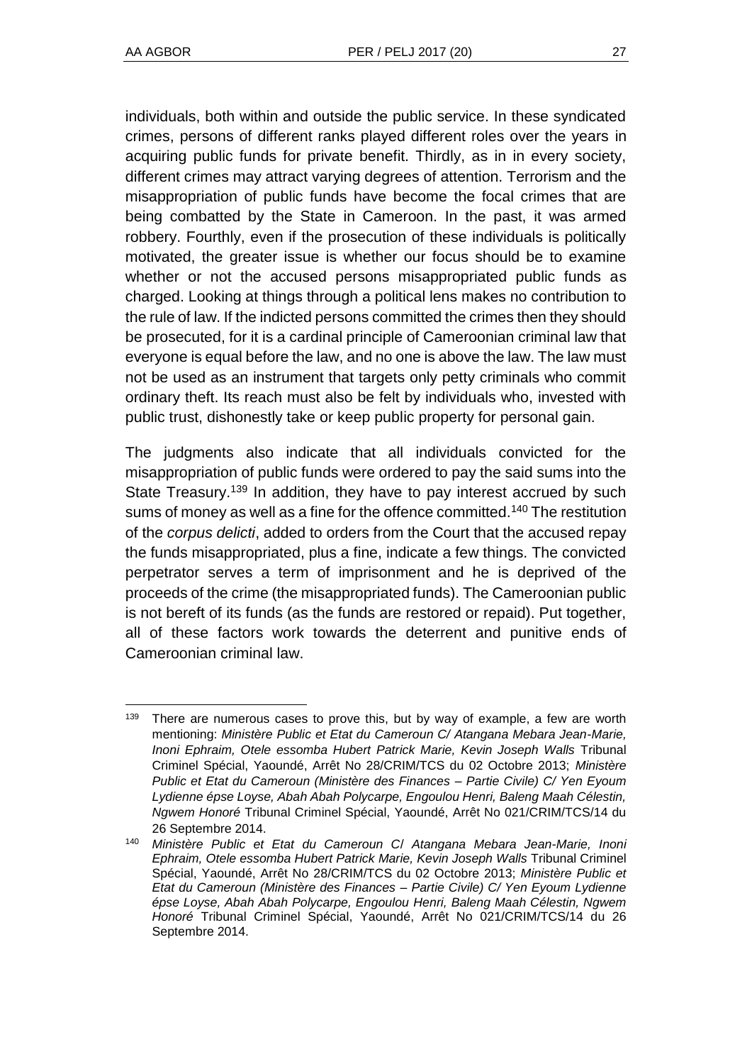individuals, both within and outside the public service. In these syndicated crimes, persons of different ranks played different roles over the years in acquiring public funds for private benefit. Thirdly, as in in every society, different crimes may attract varying degrees of attention. Terrorism and the misappropriation of public funds have become the focal crimes that are being combatted by the State in Cameroon. In the past, it was armed robbery. Fourthly, even if the prosecution of these individuals is politically motivated, the greater issue is whether our focus should be to examine whether or not the accused persons misappropriated public funds as charged. Looking at things through a political lens makes no contribution to the rule of law. If the indicted persons committed the crimes then they should be prosecuted, for it is a cardinal principle of Cameroonian criminal law that everyone is equal before the law, and no one is above the law. The law must not be used as an instrument that targets only petty criminals who commit ordinary theft. Its reach must also be felt by individuals who, invested with public trust, dishonestly take or keep public property for personal gain.

The judgments also indicate that all individuals convicted for the misappropriation of public funds were ordered to pay the said sums into the State Treasury.[139] In addition, they have to pay interest accrued by such sums of money as well as a fine for the offence committed.[140] The restitution of the *corpus delicti*, added to orders from the Court that the accused repay the funds misappropriated, plus a fine, indicate a few things. The convicted perpetrator serves a term of imprisonment and he is deprived of the proceeds of the crime (the misappropriated funds). The Cameroonian public is not bereft of its funds (as the funds are restored or repaid). Put together, all of these factors work towards the deterrent and punitive ends of Cameroonian criminal law.

---

[139] There are numerous cases to prove this, but by way of example, a few are worth mentioning: *Ministère Public et Etat du Cameroun C/ Atangana Mebara Jean-Marie, Inoni Ephraim, Otele essomba Hubert Patrick Marie, Kevin Joseph Walls* Tribunal Criminel Spécial, Yaoundé, Arrêt No 28/CRIM/TCS du 02 Octobre 2013; *Ministère Public et Etat du Cameroun (Ministère des Finances – Partie Civile) C/ Yen Eyoum Lydienne épse Loyse, Abah Abah Polycarpe, Engoulou Henri, Baleng Maah Célestin, Ngwem Honoré* Tribunal Criminel Spécial, Yaoundé, Arrêt No 021/CRIM/TCS/14 du 26 Septembre 2014.

[140] *Ministère Public et Etat du Cameroun C/ Atangana Mebara Jean-Marie, Inoni Ephraim, Otele essomba Hubert Patrick Marie, Kevin Joseph Walls* Tribunal Criminel Spécial, Yaoundé, Arrêt No 28/CRIM/TCS du 02 Octobre 2013; *Ministère Public et Etat du Cameroun (Ministère des Finances – Partie Civile) C/ Yen Eyoum Lydienne épse Loyse, Abah Abah Polycarpe, Engoulou Henri, Baleng Maah Célestin, Ngwem Honoré* Tribunal Criminel Spécial, Yaoundé, Arrêt No 021/CRIM/TCS/14 du 26 Septembre 2014.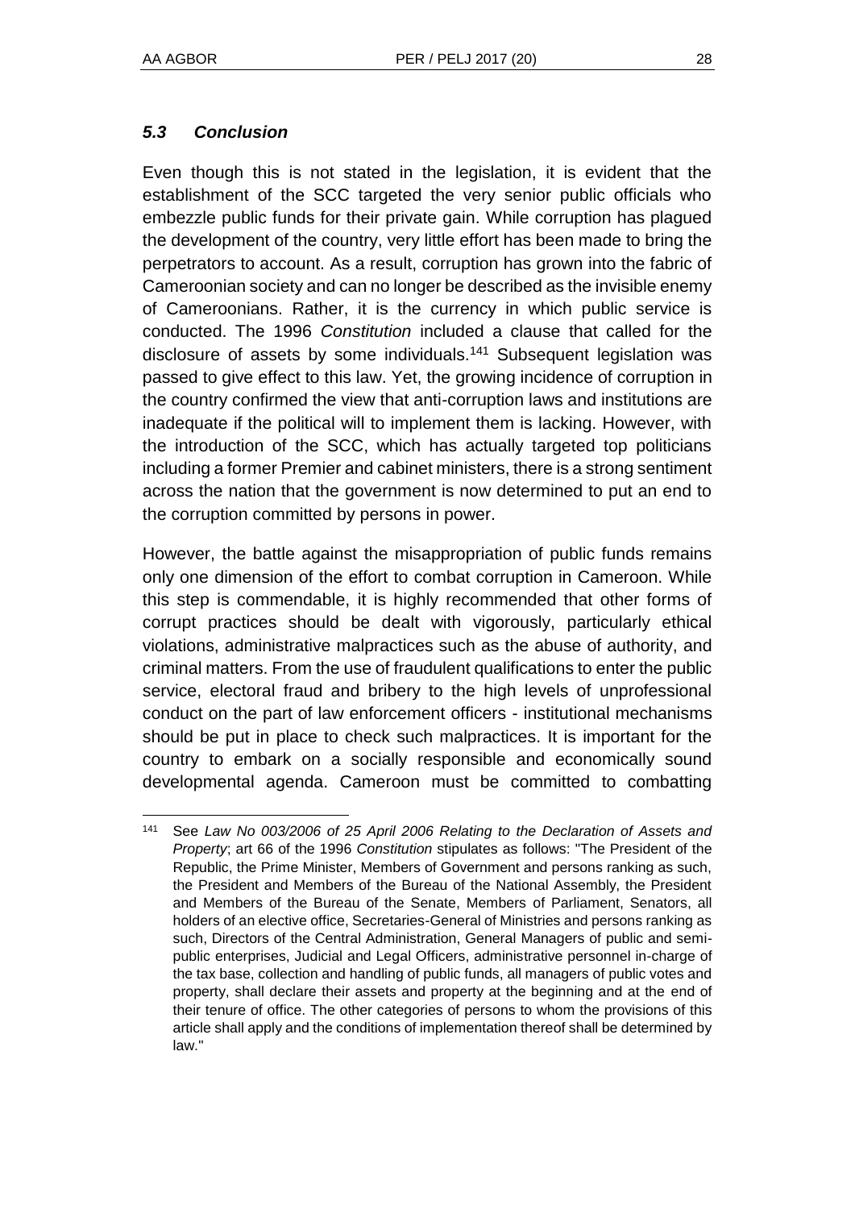### *5.3 Conclusion*

Even though this is not stated in the legislation, it is evident that the establishment of the SCC targeted the very senior public officials who embezzle public funds for their private gain. While corruption has plagued the development of the country, very little effort has been made to bring the perpetrators to account. As a result, corruption has grown into the fabric of Cameroonian society and can no longer be described as the invisible enemy of Cameroonians. Rather, it is the currency in which public service is conducted. The 1996 *Constitution* included a clause that called for the disclosure of assets by some individuals.[141] Subsequent legislation was passed to give effect to this law. Yet, the growing incidence of corruption in the country confirmed the view that anti-corruption laws and institutions are inadequate if the political will to implement them is lacking. However, with the introduction of the SCC, which has actually targeted top politicians including a former Premier and cabinet ministers, there is a strong sentiment across the nation that the government is now determined to put an end to the corruption committed by persons in power.

However, the battle against the misappropriation of public funds remains only one dimension of the effort to combat corruption in Cameroon. While this step is commendable, it is highly recommended that other forms of corrupt practices should be dealt with vigorously, particularly ethical violations, administrative malpractices such as the abuse of authority, and criminal matters. From the use of fraudulent qualifications to enter the public service, electoral fraud and bribery to the high levels of unprofessional conduct on the part of law enforcement officers - institutional mechanisms should be put in place to check such malpractices. It is important for the country to embark on a socially responsible and economically sound developmental agenda. Cameroon must be committed to combatting

---

[141] See *Law No 003/2006 of 25 April 2006 Relating to the Declaration of Assets and Property*; art 66 of the 1996 *Constitution* stipulates as follows: "The President of the Republic, the Prime Minister, Members of Government and persons ranking as such, the President and Members of the Bureau of the National Assembly, the President and Members of the Bureau of the Senate, Members of Parliament, Senators, all holders of an elective office, Secretaries-General of Ministries and persons ranking as such, Directors of the Central Administration, General Managers of public and semi-public enterprises, Judicial and Legal Officers, administrative personnel in-charge of the tax base, collection and handling of public funds, all managers of public votes and property, shall declare their assets and property at the beginning and at the end of their tenure of office. The other categories of persons to whom the provisions of this article shall apply and the conditions of implementation thereof shall be determined by law."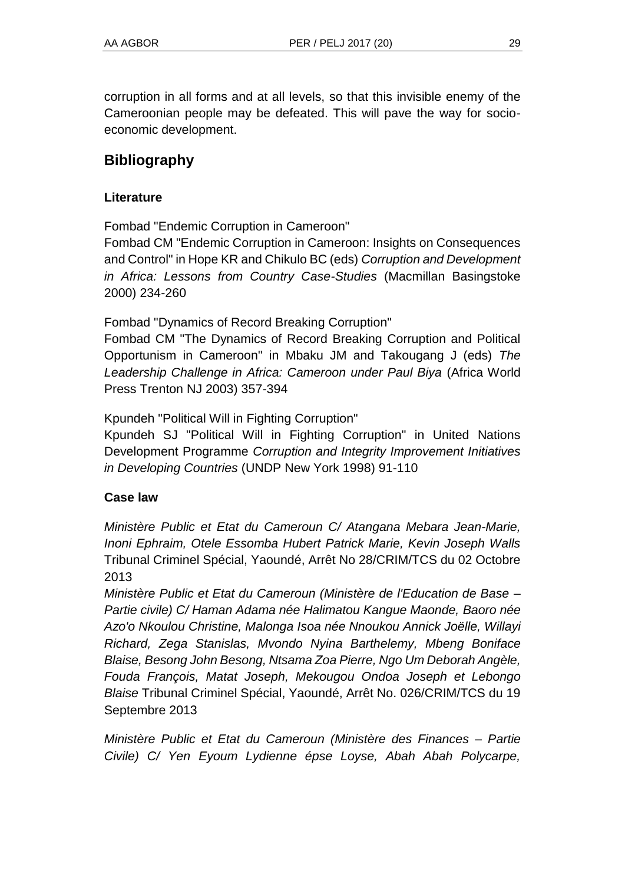corruption in all forms and at all levels, so that this invisible enemy of the Cameroonian people may be defeated. This will pave the way for socio-economic development.

## Bibliography

### Literature

Fombad "Endemic Corruption in Cameroon"

Fombad CM "Endemic Corruption in Cameroon: Insights on Consequences and Control" in Hope KR and Chikulo BC (eds) *Corruption and Development in Africa: Lessons from Country Case-Studies* (Macmillan Basingstoke 2000) 234-260

Fombad "Dynamics of Record Breaking Corruption"

Fombad CM "The Dynamics of Record Breaking Corruption and Political Opportunism in Cameroon" in Mbaku JM and Takougang J (eds) *The Leadership Challenge in Africa: Cameroon under Paul Biya* (Africa World Press Trenton NJ 2003) 357-394

Kpundeh "Political Will in Fighting Corruption"

Kpundeh SJ "Political Will in Fighting Corruption" in United Nations Development Programme *Corruption and Integrity Improvement Initiatives in Developing Countries* (UNDP New York 1998) 91-110

### Case law

*Ministère Public et Etat du Cameroun C/ Atangana Mebara Jean-Marie, Inoni Ephraim, Otele Essomba Hubert Patrick Marie, Kevin Joseph Walls* Tribunal Criminel Spécial, Yaoundé, Arrêt No 28/CRIM/TCS du 02 Octobre 2013

*Ministère Public et Etat du Cameroun (Ministère de l'Education de Base – Partie civile) C/ Haman Adama née Halimatou Kangue Maonde, Baoro née Azo'o Nkoulou Christine, Malonga Isoa née Nnoukou Annick Joëlle, Willayi Richard, Zega Stanislas, Mvondo Nyina Barthelemy, Mbeng Boniface Blaise, Besong John Besong, Ntsama Zoa Pierre, Ngo Um Deborah Angèle, Fouda François, Matat Joseph, Mekougou Ondoa Joseph et Lebongo Blaise* Tribunal Criminel Spécial, Yaoundé, Arrêt No. 026/CRIM/TCS du 19 Septembre 2013

*Ministère Public et Etat du Cameroun (Ministère des Finances – Partie Civile) C/ Yen Eyoum Lydienne épse Loyse, Abah Abah Polycarpe,*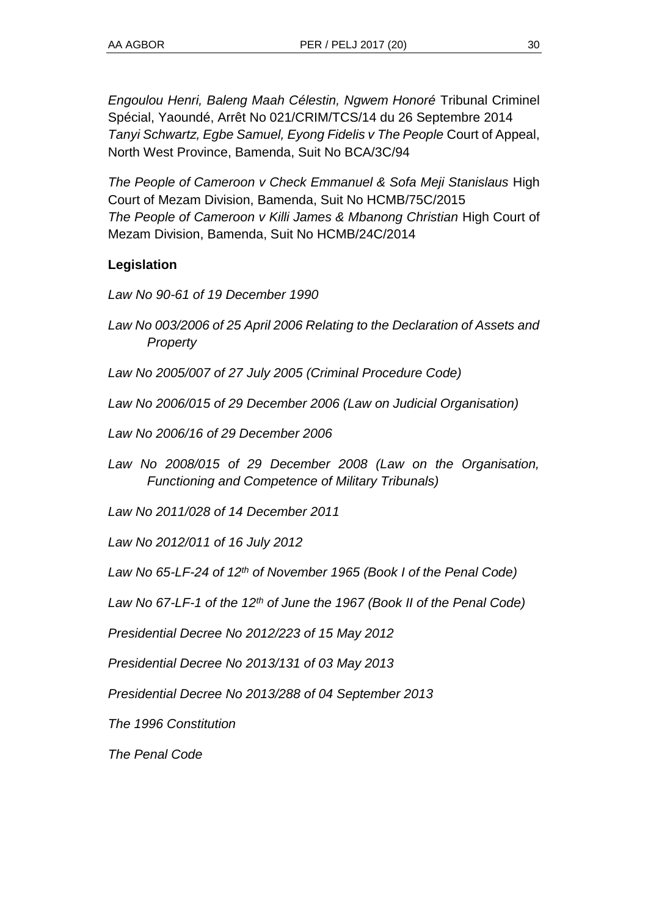*Engoulou Henri, Baleng Maah Célestin, Ngwem Honoré* Tribunal Criminel Spécial, Yaoundé, Arrêt No 021/CRIM/TCS/14 du 26 Septembre 2014

*Tanyi Schwartz, Egbe Samuel, Eyong Fidelis v The People* Court of Appeal, North West Province, Bamenda, Suit No BCA/3C/94

*The People of Cameroon v Check Emmanuel & Sofa Meji Stanislaus* High Court of Mezam Division, Bamenda, Suit No HCMB/75C/2015

*The People of Cameroon v Killi James & Mbanong Christian* High Court of Mezam Division, Bamenda, Suit No HCMB/24C/2014

**Legislation**

*Law No 90-61 of 19 December 1990*

*Law No 003/2006 of 25 April 2006 Relating to the Declaration of Assets and Property*

*Law No 2005/007 of 27 July 2005 (Criminal Procedure Code)*

*Law No 2006/015 of 29 December 2006 (Law on Judicial Organisation)*

*Law No 2006/16 of 29 December 2006*

*Law No 2008/015 of 29 December 2008 (Law on the Organisation, Functioning and Competence of Military Tribunals)*

*Law No 2011/028 of 14 December 2011*

*Law No 2012/011 of 16 July 2012*

*Law No 65-LF-24 of 12th of November 1965 (Book I of the Penal Code)*

*Law No 67-LF-1 of the 12th of June the 1967 (Book II of the Penal Code)*

*Presidential Decree No 2012/223 of 15 May 2012*

*Presidential Decree No 2013/131 of 03 May 2013*

*Presidential Decree No 2013/288 of 04 September 2013*

*The 1996 Constitution*

*The Penal Code*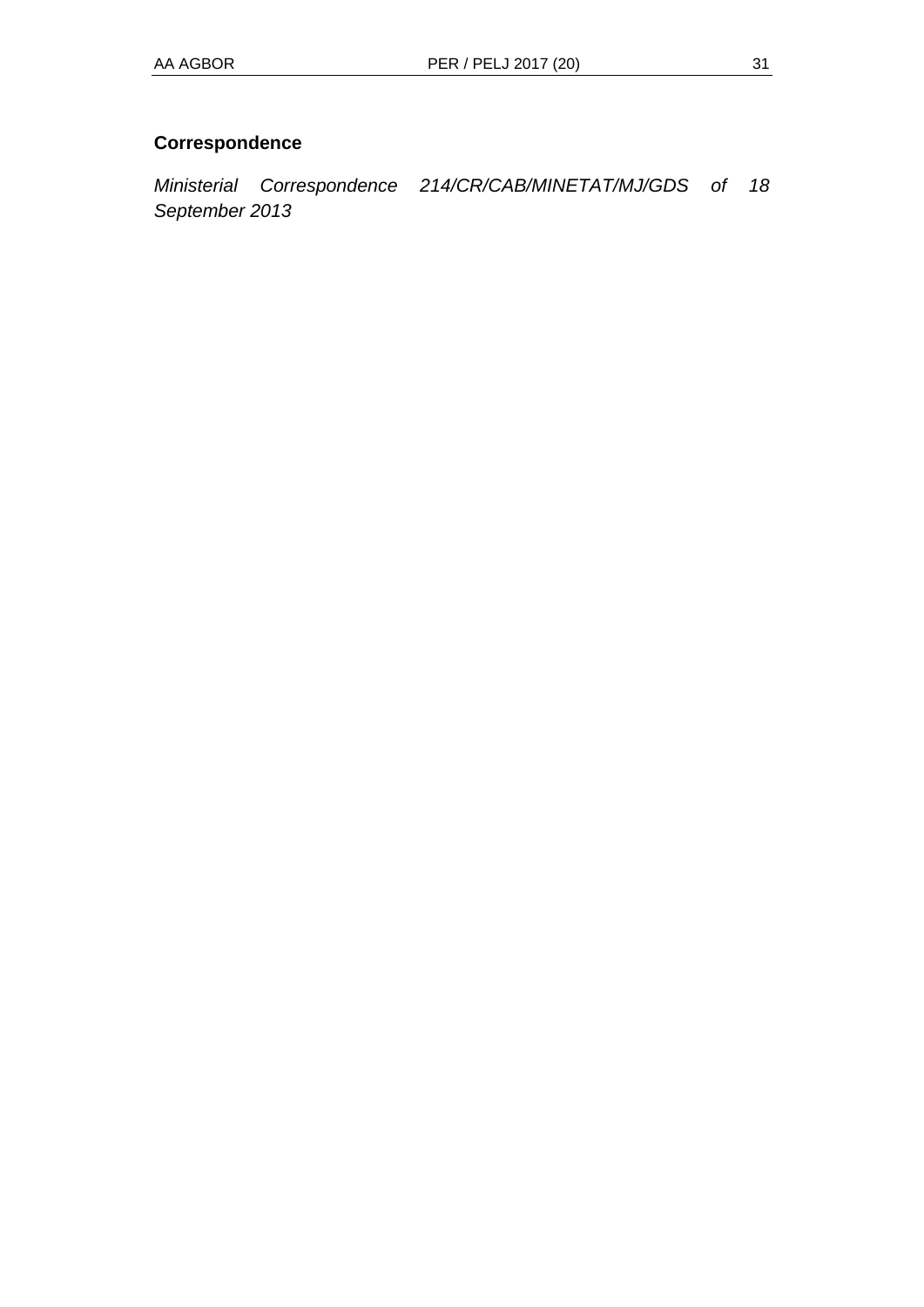## Correspondence

*Ministerial Correspondence 214/CR/CAB/MINETAT/MJ/GDS of 18 September 2013*